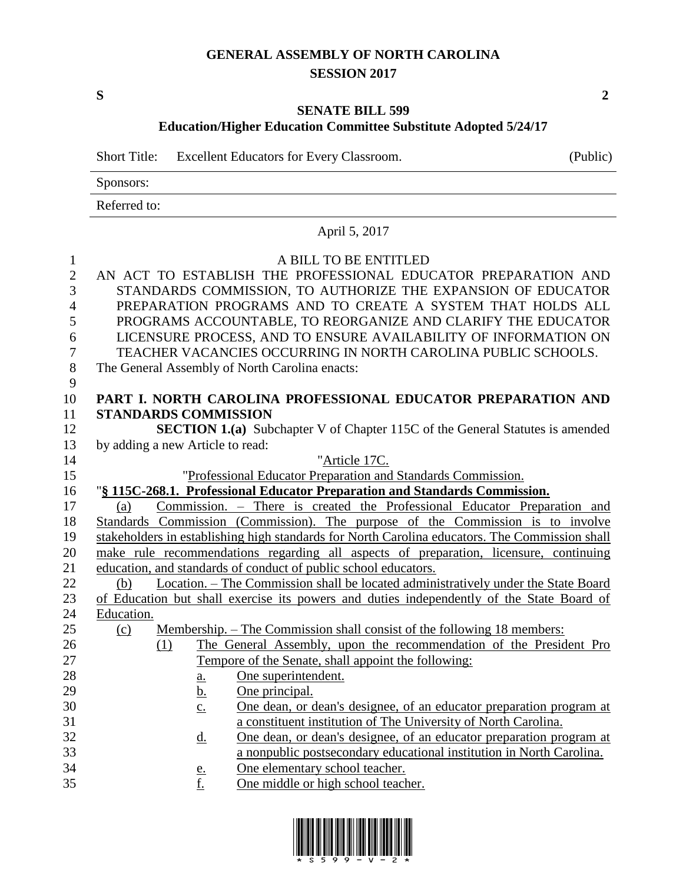# GENERAL ASSEMBLY OF NORTH CAROLINA
## SESSION 2017

**S** **2**

## SENATE BILL 599
### Education/Higher Education Committee Substitute Adopted 5/24/17

Short Title: Excellent Educators for Every Classroom. (Public)

Sponsors:

Referred to:

April 5, 2017

A BILL TO BE ENTITLED

AN ACT TO ESTABLISH THE PROFESSIONAL EDUCATOR PREPARATION AND STANDARDS COMMISSION, TO AUTHORIZE THE EXPANSION OF EDUCATOR PREPARATION PROGRAMS AND TO CREATE A SYSTEM THAT HOLDS ALL PROGRAMS ACCOUNTABLE, TO REORGANIZE AND CLARIFY THE EDUCATOR LICENSURE PROCESS, AND TO ENSURE AVAILABILITY OF INFORMATION ON TEACHER VACANCIES OCCURRING IN NORTH CAROLINA PUBLIC SCHOOLS.

The General Assembly of North Carolina enacts:

**PART I. NORTH CAROLINA PROFESSIONAL EDUCATOR PREPARATION AND STANDARDS COMMISSION**

**SECTION 1.(a)** Subchapter V of Chapter 115C of the General Statutes is amended by adding a new Article to read:

"Article 17C.

"Professional Educator Preparation and Standards Commission.

"**§ 115C-268.1. Professional Educator Preparation and Standards Commission.**

(a) Commission. – There is created the Professional Educator Preparation and Standards Commission (Commission). The purpose of the Commission is to involve stakeholders in establishing high standards for North Carolina educators. The Commission shall make rule recommendations regarding all aspects of preparation, licensure, continuing education, and standards of conduct of public school educators.

(b) Location. – The Commission shall be located administratively under the State Board of Education but shall exercise its powers and duties independently of the State Board of Education.

(c) Membership. – The Commission shall consist of the following 18 members:

(1) The General Assembly, upon the recommendation of the President Pro Tempore of the Senate, shall appoint the following:

a. One superintendent.

b. One principal.

c. One dean, or dean's designee, of an educator preparation program at a constituent institution of The University of North Carolina.

d. One dean, or dean's designee, of an educator preparation program at a nonpublic postsecondary educational institution in North Carolina.

e. One elementary school teacher.

f. One middle or high school teacher.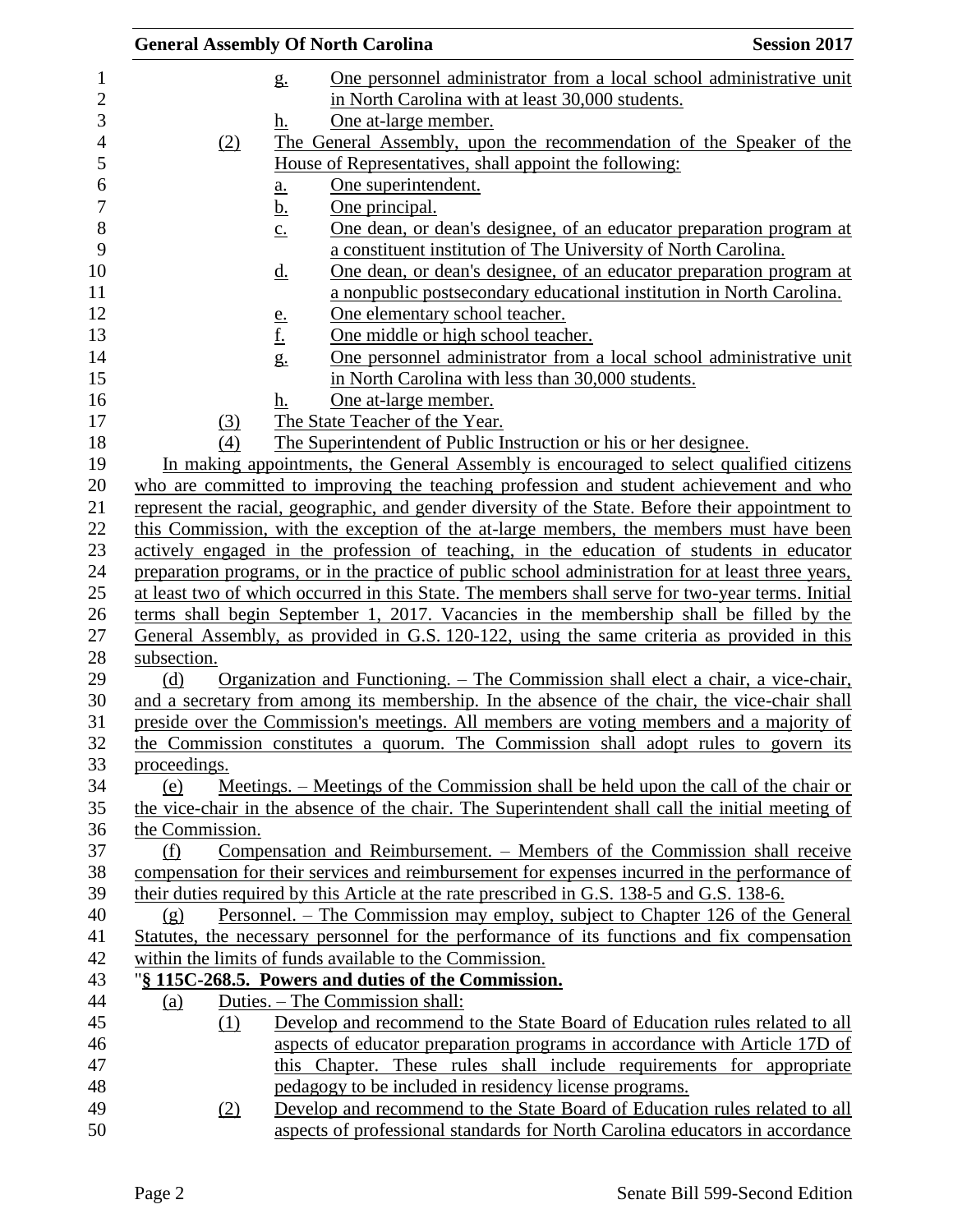g. One personnel administrator from a local school administrative unit in North Carolina with at least 30,000 students.

h. One at-large member.

(2) The General Assembly, upon the recommendation of the Speaker of the House of Representatives, shall appoint the following:

a. One superintendent.

b. One principal.

c. One dean, or dean's designee, of an educator preparation program at a constituent institution of The University of North Carolina.

d. One dean, or dean's designee, of an educator preparation program at a nonpublic postsecondary educational institution in North Carolina.

e. One elementary school teacher.

f. One middle or high school teacher.

g. One personnel administrator from a local school administrative unit in North Carolina with less than 30,000 students.

h. One at-large member.

(3) The State Teacher of the Year.

(4) The Superintendent of Public Instruction or his or her designee.

In making appointments, the General Assembly is encouraged to select qualified citizens who are committed to improving the teaching profession and student achievement and who represent the racial, geographic, and gender diversity of the State. Before their appointment to this Commission, with the exception of the at-large members, the members must have been actively engaged in the profession of teaching, in the education of students in educator preparation programs, or in the practice of public school administration for at least three years, at least two of which occurred in this State. The members shall serve for two-year terms. Initial terms shall begin September 1, 2017. Vacancies in the membership shall be filled by the General Assembly, as provided in G.S. 120-122, using the same criteria as provided in this subsection.

(d) Organization and Functioning. – The Commission shall elect a chair, a vice-chair, and a secretary from among its membership. In the absence of the chair, the vice-chair shall preside over the Commission's meetings. All members are voting members and a majority of the Commission constitutes a quorum. The Commission shall adopt rules to govern its proceedings.

(e) Meetings. – Meetings of the Commission shall be held upon the call of the chair or the vice-chair in the absence of the chair. The Superintendent shall call the initial meeting of the Commission.

(f) Compensation and Reimbursement. – Members of the Commission shall receive compensation for their services and reimbursement for expenses incurred in the performance of their duties required by this Article at the rate prescribed in G.S. 138-5 and G.S. 138-6.

(g) Personnel. – The Commission may employ, subject to Chapter 126 of the General Statutes, the necessary personnel for the performance of its functions and fix compensation within the limits of funds available to the Commission.

"**§ 115C-268.5. Powers and duties of the Commission.**

(a) Duties. – The Commission shall:

(1) Develop and recommend to the State Board of Education rules related to all aspects of educator preparation programs in accordance with Article 17D of this Chapter. These rules shall include requirements for appropriate pedagogy to be included in residency license programs.

(2) Develop and recommend to the State Board of Education rules related to all aspects of professional standards for North Carolina educators in accordance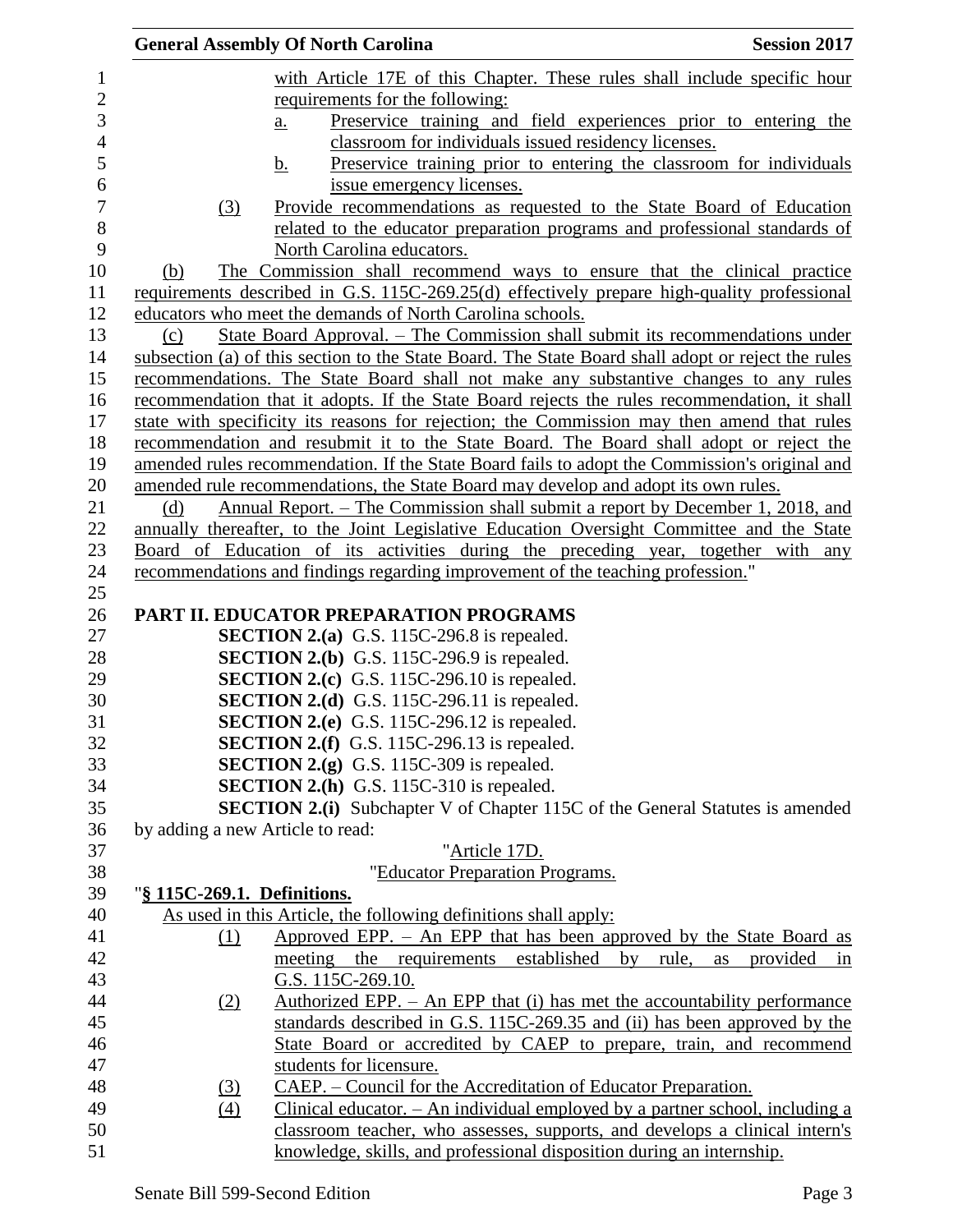with Article 17E of this Chapter. These rules shall include specific hour requirements for the following:

a. Preservice training and field experiences prior to entering the classroom for individuals issued residency licenses.

b. Preservice training prior to entering the classroom for individuals issue emergency licenses.

(3) Provide recommendations as requested to the State Board of Education related to the educator preparation programs and professional standards of North Carolina educators.

(b) The Commission shall recommend ways to ensure that the clinical practice requirements described in G.S. 115C-269.25(d) effectively prepare high-quality professional educators who meet the demands of North Carolina schools.

(c) State Board Approval. – The Commission shall submit its recommendations under subsection (a) of this section to the State Board. The State Board shall adopt or reject the rules recommendations. The State Board shall not make any substantive changes to any rules recommendation that it adopts. If the State Board rejects the rules recommendation, it shall state with specificity its reasons for rejection; the Commission may then amend that rules recommendation and resubmit it to the State Board. The Board shall adopt or reject the amended rules recommendation. If the State Board fails to adopt the Commission's original and amended rule recommendations, the State Board may develop and adopt its own rules.

(d) Annual Report. – The Commission shall submit a report by December 1, 2018, and annually thereafter, to the Joint Legislative Education Oversight Committee and the State Board of Education of its activities during the preceding year, together with any recommendations and findings regarding improvement of the teaching profession."

## PART II. EDUCATOR PREPARATION PROGRAMS

**SECTION 2.(a)** G.S. 115C-296.8 is repealed.

**SECTION 2.(b)** G.S. 115C-296.9 is repealed.

**SECTION 2.(c)** G.S. 115C-296.10 is repealed.

**SECTION 2.(d)** G.S. 115C-296.11 is repealed.

**SECTION 2.(e)** G.S. 115C-296.12 is repealed.

**SECTION 2.(f)** G.S. 115C-296.13 is repealed.

**SECTION 2.(g)** G.S. 115C-309 is repealed.

**SECTION 2.(h)** G.S. 115C-310 is repealed.

**SECTION 2.(i)** Subchapter V of Chapter 115C of the General Statutes is amended by adding a new Article to read:

"Article 17D.

"Educator Preparation Programs.

"§ 115C-269.1. Definitions.

As used in this Article, the following definitions shall apply:

(1) Approved EPP. – An EPP that has been approved by the State Board as meeting the requirements established by rule, as provided in G.S. 115C-269.10.

(2) Authorized EPP. – An EPP that (i) has met the accountability performance standards described in G.S. 115C-269.35 and (ii) has been approved by the State Board or accredited by CAEP to prepare, train, and recommend students for licensure.

(3) CAEP. – Council for the Accreditation of Educator Preparation.

(4) Clinical educator. – An individual employed by a partner school, including a classroom teacher, who assesses, supports, and develops a clinical intern's knowledge, skills, and professional disposition during an internship.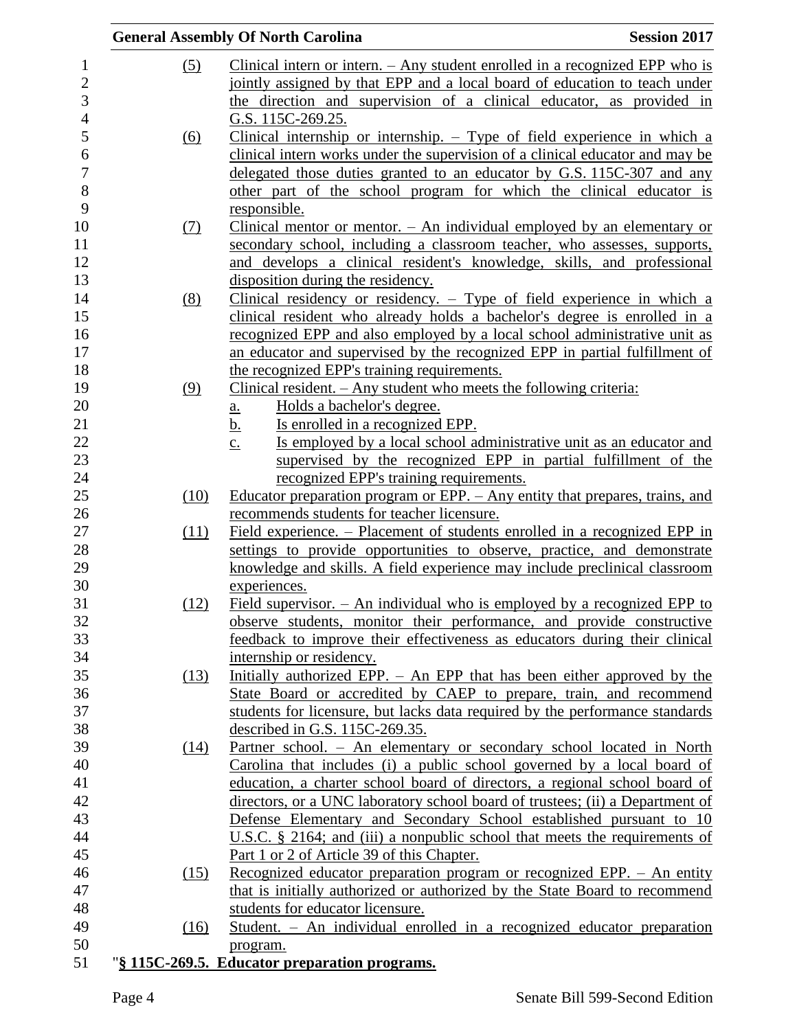(5) Clinical intern or intern. – Any student enrolled in a recognized EPP who is jointly assigned by that EPP and a local board of education to teach under the direction and supervision of a clinical educator, as provided in G.S. 115C-269.25.

(6) Clinical internship or internship. – Type of field experience in which a clinical intern works under the supervision of a clinical educator and may be delegated those duties granted to an educator by G.S. 115C-307 and any other part of the school program for which the clinical educator is responsible.

(7) Clinical mentor or mentor. – An individual employed by an elementary or secondary school, including a classroom teacher, who assesses, supports, and develops a clinical resident's knowledge, skills, and professional disposition during the residency.

(8) Clinical residency or residency. – Type of field experience in which a clinical resident who already holds a bachelor's degree is enrolled in a recognized EPP and also employed by a local school administrative unit as an educator and supervised by the recognized EPP in partial fulfillment of the recognized EPP's training requirements.

(9) Clinical resident. – Any student who meets the following criteria:

a. Holds a bachelor's degree.
b. Is enrolled in a recognized EPP.
c. Is employed by a local school administrative unit as an educator and supervised by the recognized EPP in partial fulfillment of the recognized EPP's training requirements.

(10) Educator preparation program or EPP. – Any entity that prepares, trains, and recommends students for teacher licensure.

(11) Field experience. – Placement of students enrolled in a recognized EPP in settings to provide opportunities to observe, practice, and demonstrate knowledge and skills. A field experience may include preclinical classroom experiences.

(12) Field supervisor. – An individual who is employed by a recognized EPP to observe students, monitor their performance, and provide constructive feedback to improve their effectiveness as educators during their clinical internship or residency.

(13) Initially authorized EPP. – An EPP that has been either approved by the State Board or accredited by CAEP to prepare, train, and recommend students for licensure, but lacks data required by the performance standards described in G.S. 115C-269.35.

(14) Partner school. – An elementary or secondary school located in North Carolina that includes (i) a public school governed by a local board of education, a charter school board of directors, a regional school board of directors, or a UNC laboratory school board of trustees; (ii) a Department of Defense Elementary and Secondary School established pursuant to 10 U.S.C. § 2164; and (iii) a nonpublic school that meets the requirements of Part 1 or 2 of Article 39 of this Chapter.

(15) Recognized educator preparation program or recognized EPP. – An entity that is initially authorized or authorized by the State Board to recommend students for educator licensure.

(16) Student. – An individual enrolled in a recognized educator preparation program.

"**§ 115C-269.5. Educator preparation programs.**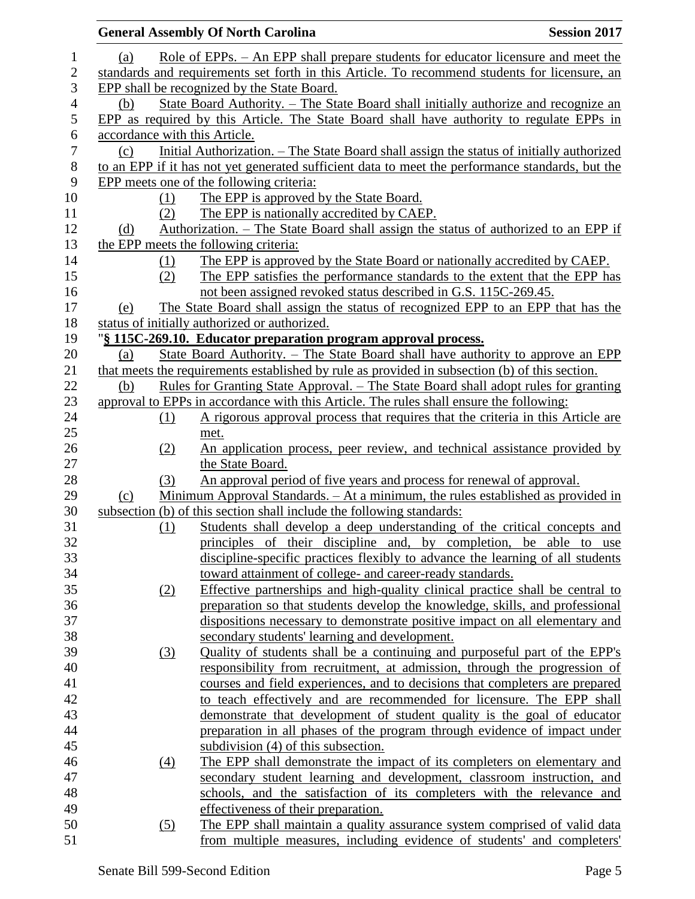(a) Role of EPPs. – An EPP shall prepare students for educator licensure and meet the standards and requirements set forth in this Article. To recommend students for licensure, an EPP shall be recognized by the State Board.

(b) State Board Authority. – The State Board shall initially authorize and recognize an EPP as required by this Article. The State Board shall have authority to regulate EPPs in accordance with this Article.

(c) Initial Authorization. – The State Board shall assign the status of initially authorized to an EPP if it has not yet generated sufficient data to meet the performance standards, but the EPP meets one of the following criteria:

(1) The EPP is approved by the State Board.

(2) The EPP is nationally accredited by CAEP.

(d) Authorization. – The State Board shall assign the status of authorized to an EPP if the EPP meets the following criteria:

(1) The EPP is approved by the State Board or nationally accredited by CAEP.

(2) The EPP satisfies the performance standards to the extent that the EPP has not been assigned revoked status described in G.S. 115C-269.45.

(e) The State Board shall assign the status of recognized EPP to an EPP that has the status of initially authorized or authorized.

"**§ 115C-269.10. Educator preparation program approval process.**

(a) State Board Authority. – The State Board shall have authority to approve an EPP that meets the requirements established by rule as provided in subsection (b) of this section.

(b) Rules for Granting State Approval. – The State Board shall adopt rules for granting approval to EPPs in accordance with this Article. The rules shall ensure the following:

(1) A rigorous approval process that requires that the criteria in this Article are met.

(2) An application process, peer review, and technical assistance provided by the State Board.

(3) An approval period of five years and process for renewal of approval.

(c) Minimum Approval Standards. – At a minimum, the rules established as provided in subsection (b) of this section shall include the following standards:

(1) Students shall develop a deep understanding of the critical concepts and principles of their discipline and, by completion, be able to use discipline-specific practices flexibly to advance the learning of all students toward attainment of college- and career-ready standards.

(2) Effective partnerships and high-quality clinical practice shall be central to preparation so that students develop the knowledge, skills, and professional dispositions necessary to demonstrate positive impact on all elementary and secondary students' learning and development.

(3) Quality of students shall be a continuing and purposeful part of the EPP's responsibility from recruitment, at admission, through the progression of courses and field experiences, and to decisions that completers are prepared to teach effectively and are recommended for licensure. The EPP shall demonstrate that development of student quality is the goal of educator preparation in all phases of the program through evidence of impact under subdivision (4) of this subsection.

(4) The EPP shall demonstrate the impact of its completers on elementary and secondary student learning and development, classroom instruction, and schools, and the satisfaction of its completers with the relevance and effectiveness of their preparation.

(5) The EPP shall maintain a quality assurance system comprised of valid data from multiple measures, including evidence of students' and completers'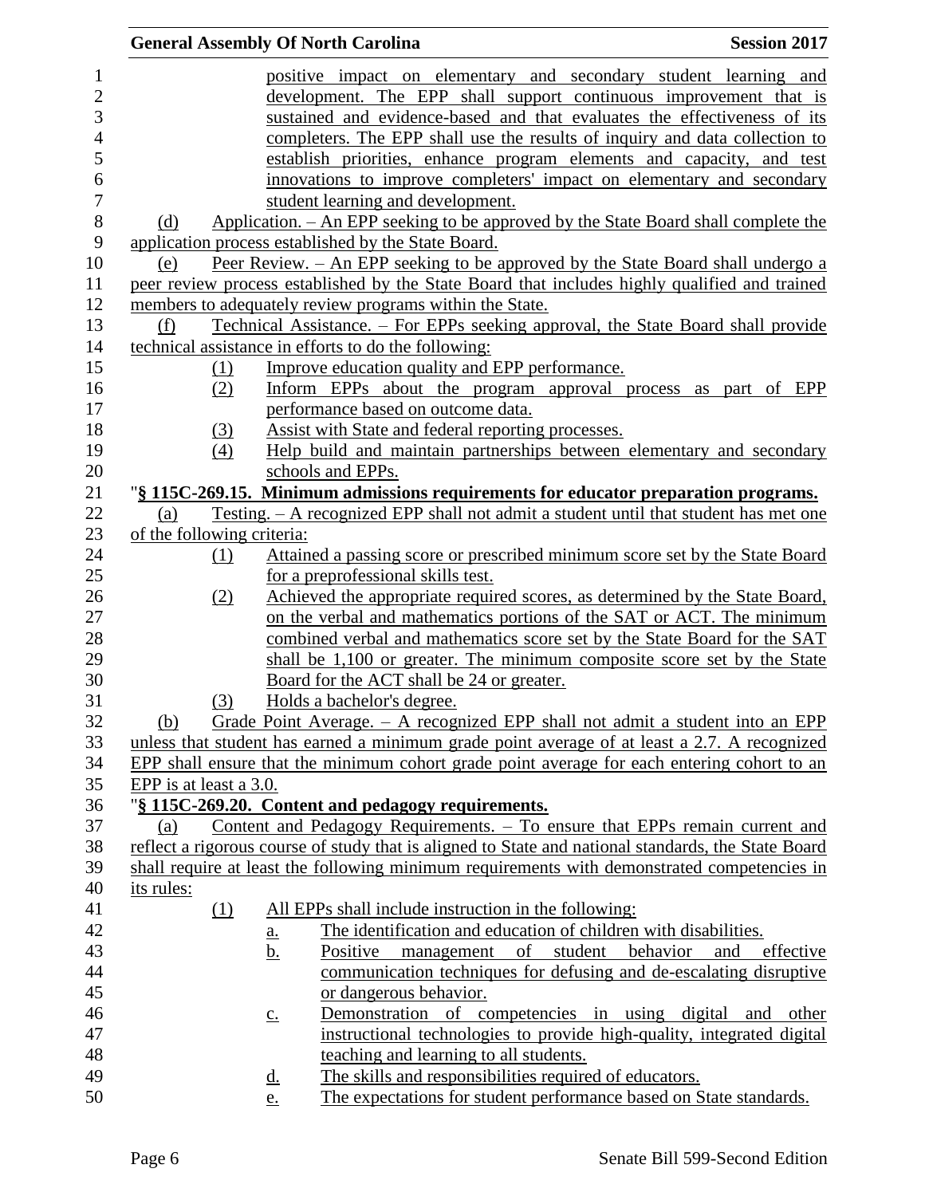positive impact on elementary and secondary student learning and development. The EPP shall support continuous improvement that is sustained and evidence-based and that evaluates the effectiveness of its completers. The EPP shall use the results of inquiry and data collection to establish priorities, enhance program elements and capacity, and test innovations to improve completers' impact on elementary and secondary student learning and development.

(d) Application. – An EPP seeking to be approved by the State Board shall complete the application process established by the State Board.

(e) Peer Review. – An EPP seeking to be approved by the State Board shall undergo a peer review process established by the State Board that includes highly qualified and trained members to adequately review programs within the State.

(f) Technical Assistance. – For EPPs seeking approval, the State Board shall provide technical assistance in efforts to do the following:

(1) Improve education quality and EPP performance.

(2) Inform EPPs about the program approval process as part of EPP performance based on outcome data.

(3) Assist with State and federal reporting processes.

(4) Help build and maintain partnerships between elementary and secondary schools and EPPs.

"**§ 115C-269.15. Minimum admissions requirements for educator preparation programs.**

(a) Testing. – A recognized EPP shall not admit a student until that student has met one of the following criteria:

(1) Attained a passing score or prescribed minimum score set by the State Board for a preprofessional skills test.

(2) Achieved the appropriate required scores, as determined by the State Board, on the verbal and mathematics portions of the SAT or ACT. The minimum combined verbal and mathematics score set by the State Board for the SAT shall be 1,100 or greater. The minimum composite score set by the State Board for the ACT shall be 24 or greater.

(3) Holds a bachelor's degree.

(b) Grade Point Average. – A recognized EPP shall not admit a student into an EPP unless that student has earned a minimum grade point average of at least a 2.7. A recognized EPP shall ensure that the minimum cohort grade point average for each entering cohort to an EPP is at least a 3.0.

"**§ 115C-269.20. Content and pedagogy requirements.**

(a) Content and Pedagogy Requirements. – To ensure that EPPs remain current and reflect a rigorous course of study that is aligned to State and national standards, the State Board shall require at least the following minimum requirements with demonstrated competencies in its rules:

(1) All EPPs shall include instruction in the following:

a. The identification and education of children with disabilities.

b. Positive management of student behavior and effective communication techniques for defusing and de-escalating disruptive or dangerous behavior.

c. Demonstration of competencies in using digital and other instructional technologies to provide high-quality, integrated digital teaching and learning to all students.

d. The skills and responsibilities required of educators.

e. The expectations for student performance based on State standards.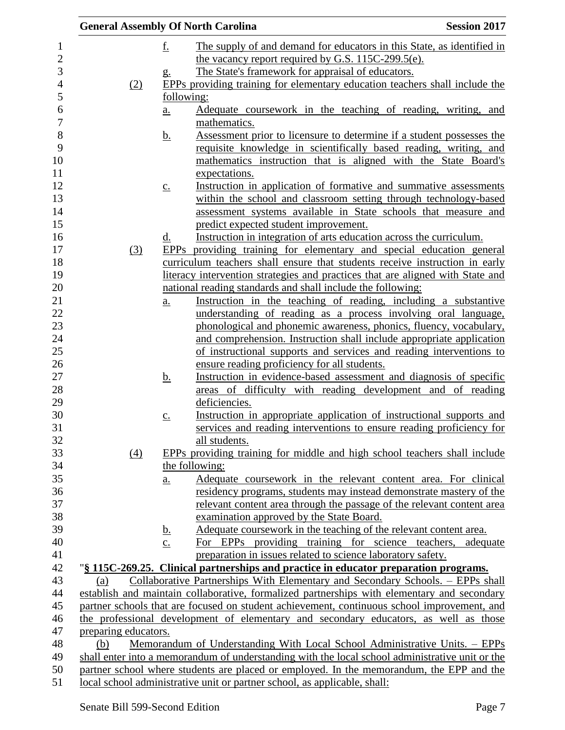f. The supply of and demand for educators in this State, as identified in the vacancy report required by G.S. 115C-299.5(e).

g. The State's framework for appraisal of educators.

(2) EPPs providing training for elementary education teachers shall include the following:

a. Adequate coursework in the teaching of reading, writing, and mathematics.

b. Assessment prior to licensure to determine if a student possesses the requisite knowledge in scientifically based reading, writing, and mathematics instruction that is aligned with the State Board's expectations.

c. Instruction in application of formative and summative assessments within the school and classroom setting through technology-based assessment systems available in State schools that measure and predict expected student improvement.

d. Instruction in integration of arts education across the curriculum.

(3) EPPs providing training for elementary and special education general curriculum teachers shall ensure that students receive instruction in early literacy intervention strategies and practices that are aligned with State and national reading standards and shall include the following:

a. Instruction in the teaching of reading, including a substantive understanding of reading as a process involving oral language, phonological and phonemic awareness, phonics, fluency, vocabulary, and comprehension. Instruction shall include appropriate application of instructional supports and services and reading interventions to ensure reading proficiency for all students.

b. Instruction in evidence-based assessment and diagnosis of specific areas of difficulty with reading development and of reading deficiencies.

c. Instruction in appropriate application of instructional supports and services and reading interventions to ensure reading proficiency for all students.

(4) EPPs providing training for middle and high school teachers shall include the following:

a. Adequate coursework in the relevant content area. For clinical residency programs, students may instead demonstrate mastery of the relevant content area through the passage of the relevant content area examination approved by the State Board.

b. Adequate coursework in the teaching of the relevant content area.

c. For EPPs providing training for science teachers, adequate preparation in issues related to science laboratory safety.

"**§ 115C-269.25. Clinical partnerships and practice in educator preparation programs.**

(a) Collaborative Partnerships With Elementary and Secondary Schools. – EPPs shall establish and maintain collaborative, formalized partnerships with elementary and secondary partner schools that are focused on student achievement, continuous school improvement, and the professional development of elementary and secondary educators, as well as those preparing educators.

(b) Memorandum of Understanding With Local School Administrative Units. – EPPs shall enter into a memorandum of understanding with the local school administrative unit or the partner school where students are placed or employed. In the memorandum, the EPP and the local school administrative unit or partner school, as applicable, shall: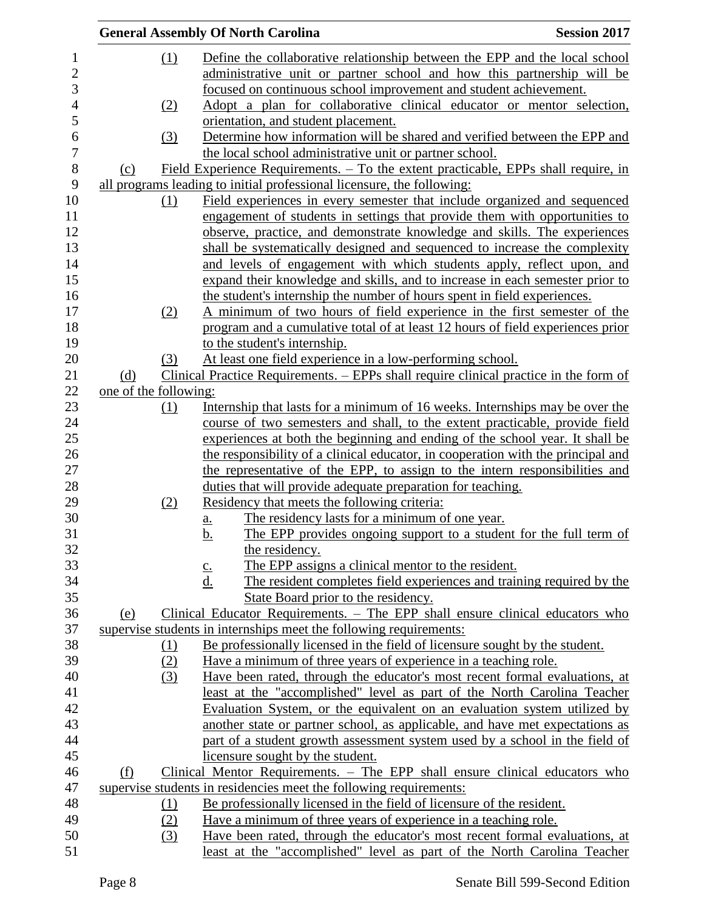(1) Define the collaborative relationship between the EPP and the local school administrative unit or partner school and how this partnership will be focused on continuous school improvement and student achievement.

(2) Adopt a plan for collaborative clinical educator or mentor selection, orientation, and student placement.

(3) Determine how information will be shared and verified between the EPP and the local school administrative unit or partner school.

(c) Field Experience Requirements. – To the extent practicable, EPPs shall require, in all programs leading to initial professional licensure, the following:

(1) Field experiences in every semester that include organized and sequenced engagement of students in settings that provide them with opportunities to observe, practice, and demonstrate knowledge and skills. The experiences shall be systematically designed and sequenced to increase the complexity and levels of engagement with which students apply, reflect upon, and expand their knowledge and skills, and to increase in each semester prior to the student's internship the number of hours spent in field experiences.

(2) A minimum of two hours of field experience in the first semester of the program and a cumulative total of at least 12 hours of field experiences prior to the student's internship.

(3) At least one field experience in a low-performing school.

(d) Clinical Practice Requirements. – EPPs shall require clinical practice in the form of one of the following:

(1) Internship that lasts for a minimum of 16 weeks. Internships may be over the course of two semesters and shall, to the extent practicable, provide field experiences at both the beginning and ending of the school year. It shall be the responsibility of a clinical educator, in cooperation with the principal and the representative of the EPP, to assign to the intern responsibilities and duties that will provide adequate preparation for teaching.

(2) Residency that meets the following criteria:

a. The residency lasts for a minimum of one year.

b. The EPP provides ongoing support to a student for the full term of the residency.

c. The EPP assigns a clinical mentor to the resident.

d. The resident completes field experiences and training required by the State Board prior to the residency.

(e) Clinical Educator Requirements. – The EPP shall ensure clinical educators who supervise students in internships meet the following requirements:

(1) Be professionally licensed in the field of licensure sought by the student.

(2) Have a minimum of three years of experience in a teaching role.

(3) Have been rated, through the educator's most recent formal evaluations, at least at the "accomplished" level as part of the North Carolina Teacher Evaluation System, or the equivalent on an evaluation system utilized by another state or partner school, as applicable, and have met expectations as part of a student growth assessment system used by a school in the field of licensure sought by the student.

(f) Clinical Mentor Requirements. – The EPP shall ensure clinical educators who supervise students in residencies meet the following requirements:

(1) Be professionally licensed in the field of licensure of the resident.

(2) Have a minimum of three years of experience in a teaching role.

(3) Have been rated, through the educator's most recent formal evaluations, at least at the "accomplished" level as part of the North Carolina Teacher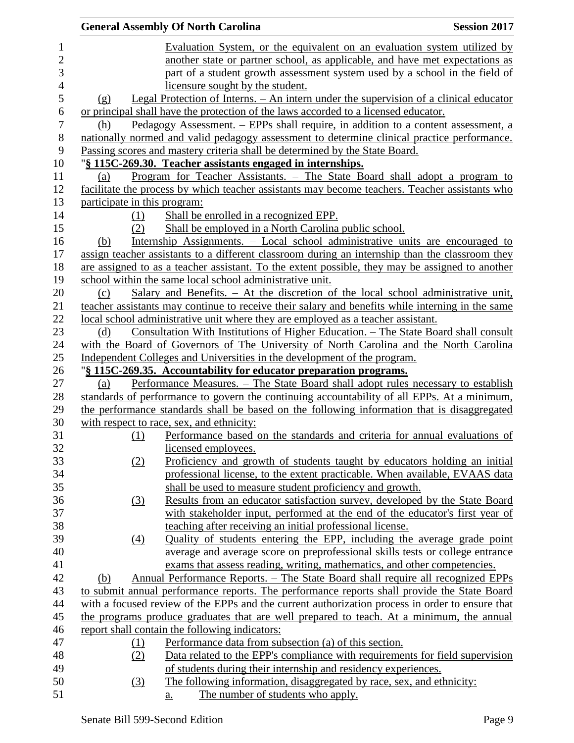Evaluation System, or the equivalent on an evaluation system utilized by another state or partner school, as applicable, and have met expectations as part of a student growth assessment system used by a school in the field of licensure sought by the student.

(g) Legal Protection of Interns. – An intern under the supervision of a clinical educator or principal shall have the protection of the laws accorded to a licensed educator.

(h) Pedagogy Assessment. – EPPs shall require, in addition to a content assessment, a nationally normed and valid pedagogy assessment to determine clinical practice performance. Passing scores and mastery criteria shall be determined by the State Board.

"**§ 115C-269.30. Teacher assistants engaged in internships.**

(a) Program for Teacher Assistants. – The State Board shall adopt a program to facilitate the process by which teacher assistants may become teachers. Teacher assistants who participate in this program:

(1) Shall be enrolled in a recognized EPP.

(2) Shall be employed in a North Carolina public school.

(b) Internship Assignments. – Local school administrative units are encouraged to assign teacher assistants to a different classroom during an internship than the classroom they are assigned to as a teacher assistant. To the extent possible, they may be assigned to another school within the same local school administrative unit.

(c) Salary and Benefits. – At the discretion of the local school administrative unit, teacher assistants may continue to receive their salary and benefits while interning in the same local school administrative unit where they are employed as a teacher assistant.

(d) Consultation With Institutions of Higher Education. – The State Board shall consult with the Board of Governors of The University of North Carolina and the North Carolina Independent Colleges and Universities in the development of the program.

"**§ 115C-269.35. Accountability for educator preparation programs.**

(a) Performance Measures. – The State Board shall adopt rules necessary to establish standards of performance to govern the continuing accountability of all EPPs. At a minimum, the performance standards shall be based on the following information that is disaggregated with respect to race, sex, and ethnicity:

(1) Performance based on the standards and criteria for annual evaluations of licensed employees.

(2) Proficiency and growth of students taught by educators holding an initial professional license, to the extent practicable. When available, EVAAS data shall be used to measure student proficiency and growth.

(3) Results from an educator satisfaction survey, developed by the State Board with stakeholder input, performed at the end of the educator's first year of teaching after receiving an initial professional license.

(4) Quality of students entering the EPP, including the average grade point average and average score on preprofessional skills tests or college entrance exams that assess reading, writing, mathematics, and other competencies.

(b) Annual Performance Reports. – The State Board shall require all recognized EPPs to submit annual performance reports. The performance reports shall provide the State Board with a focused review of the EPPs and the current authorization process in order to ensure that the programs produce graduates that are well prepared to teach. At a minimum, the annual report shall contain the following indicators:

(1) Performance data from subsection (a) of this section.

(2) Data related to the EPP's compliance with requirements for field supervision of students during their internship and residency experiences.

(3) The following information, disaggregated by race, sex, and ethnicity:

a. The number of students who apply.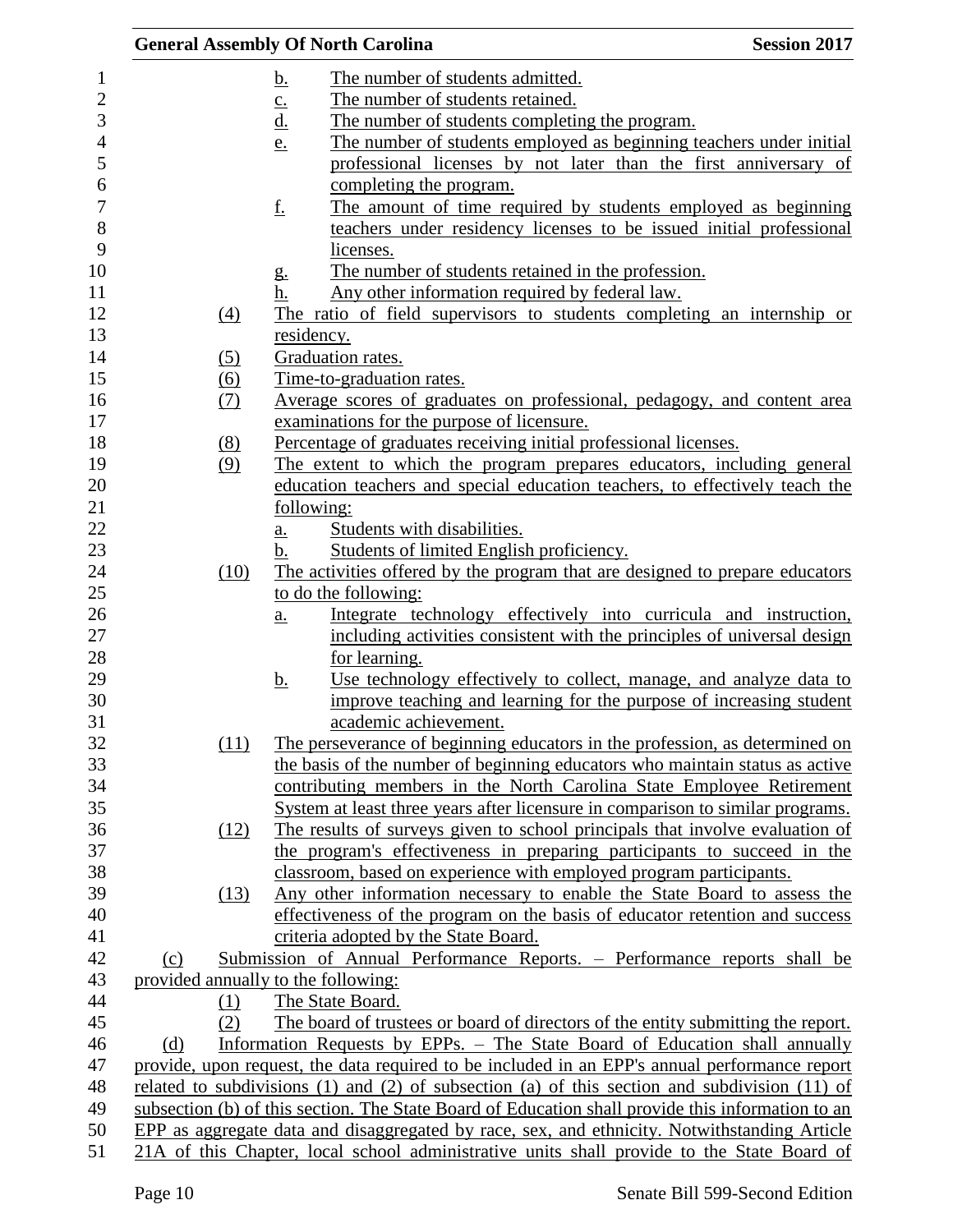b. The number of students admitted.
c. The number of students retained.
d. The number of students completing the program.
e. The number of students employed as beginning teachers under initial professional licenses by not later than the first anniversary of completing the program.
f. The amount of time required by students employed as beginning teachers under residency licenses to be issued initial professional licenses.
g. The number of students retained in the profession.
h. Any other information required by federal law.

(4) The ratio of field supervisors to students completing an internship or residency.

(5) Graduation rates.

(6) Time-to-graduation rates.

(7) Average scores of graduates on professional, pedagogy, and content area examinations for the purpose of licensure.

(8) Percentage of graduates receiving initial professional licenses.

(9) The extent to which the program prepares educators, including general education teachers and special education teachers, to effectively teach the following:
a. Students with disabilities.
b. Students of limited English proficiency.

(10) The activities offered by the program that are designed to prepare educators to do the following:
a. Integrate technology effectively into curricula and instruction, including activities consistent with the principles of universal design for learning.
b. Use technology effectively to collect, manage, and analyze data to improve teaching and learning for the purpose of increasing student academic achievement.

(11) The perseverance of beginning educators in the profession, as determined on the basis of the number of beginning educators who maintain status as active contributing members in the North Carolina State Employee Retirement System at least three years after licensure in comparison to similar programs.

(12) The results of surveys given to school principals that involve evaluation of the program's effectiveness in preparing participants to succeed in the classroom, based on experience with employed program participants.

(13) Any other information necessary to enable the State Board to assess the effectiveness of the program on the basis of educator retention and success criteria adopted by the State Board.

(c) Submission of Annual Performance Reports. – Performance reports shall be provided annually to the following:

(1) The State Board.

(2) The board of trustees or board of directors of the entity submitting the report.

(d) Information Requests by EPPs. – The State Board of Education shall annually provide, upon request, the data required to be included in an EPP's annual performance report related to subdivisions (1) and (2) of subsection (a) of this section and subdivision (11) of subsection (b) of this section. The State Board of Education shall provide this information to an EPP as aggregate data and disaggregated by race, sex, and ethnicity. Notwithstanding Article 21A of this Chapter, local school administrative units shall provide to the State Board of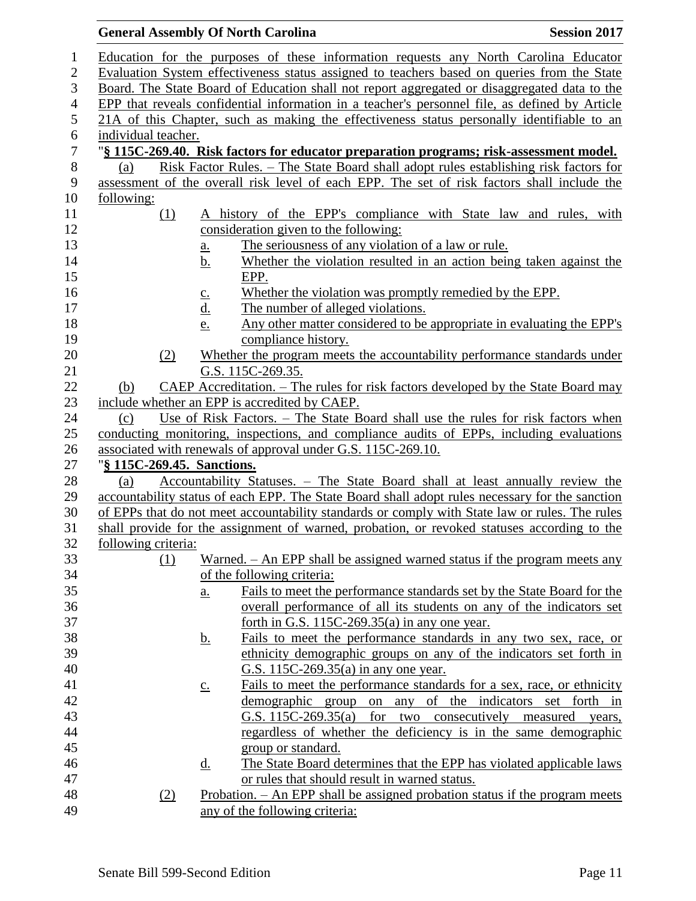Education for the purposes of these information requests any North Carolina Educator Evaluation System effectiveness status assigned to teachers based on queries from the State Board. The State Board of Education shall not report aggregated or disaggregated data to the EPP that reveals confidential information in a teacher's personnel file, as defined by Article 21A of this Chapter, such as making the effectiveness status personally identifiable to an individual teacher.

"**§ 115C-269.40. Risk factors for educator preparation programs; risk-assessment model.**

(a) Risk Factor Rules. – The State Board shall adopt rules establishing risk factors for assessment of the overall risk level of each EPP. The set of risk factors shall include the following:

(1) A history of the EPP's compliance with State law and rules, with consideration given to the following:

a. The seriousness of any violation of a law or rule.

b. Whether the violation resulted in an action being taken against the EPP.

c. Whether the violation was promptly remedied by the EPP.

d. The number of alleged violations.

e. Any other matter considered to be appropriate in evaluating the EPP's compliance history.

(2) Whether the program meets the accountability performance standards under G.S. 115C-269.35.

(b) CAEP Accreditation. – The rules for risk factors developed by the State Board may include whether an EPP is accredited by CAEP.

(c) Use of Risk Factors. – The State Board shall use the rules for risk factors when conducting monitoring, inspections, and compliance audits of EPPs, including evaluations associated with renewals of approval under G.S. 115C-269.10.

"**§ 115C-269.45. Sanctions.**

(a) Accountability Statuses. – The State Board shall at least annually review the accountability status of each EPP. The State Board shall adopt rules necessary for the sanction of EPPs that do not meet accountability standards or comply with State law or rules. The rules shall provide for the assignment of warned, probation, or revoked statuses according to the following criteria:

(1) Warned. – An EPP shall be assigned warned status if the program meets any of the following criteria:

a. Fails to meet the performance standards set by the State Board for the overall performance of all its students on any of the indicators set forth in G.S. 115C-269.35(a) in any one year.

b. Fails to meet the performance standards in any two sex, race, or ethnicity demographic groups on any of the indicators set forth in G.S. 115C-269.35(a) in any one year.

c. Fails to meet the performance standards for a sex, race, or ethnicity demographic group on any of the indicators set forth in G.S. 115C-269.35(a) for two consecutively measured years, regardless of whether the deficiency is in the same demographic group or standard.

d. The State Board determines that the EPP has violated applicable laws or rules that should result in warned status.

(2) Probation. – An EPP shall be assigned probation status if the program meets any of the following criteria: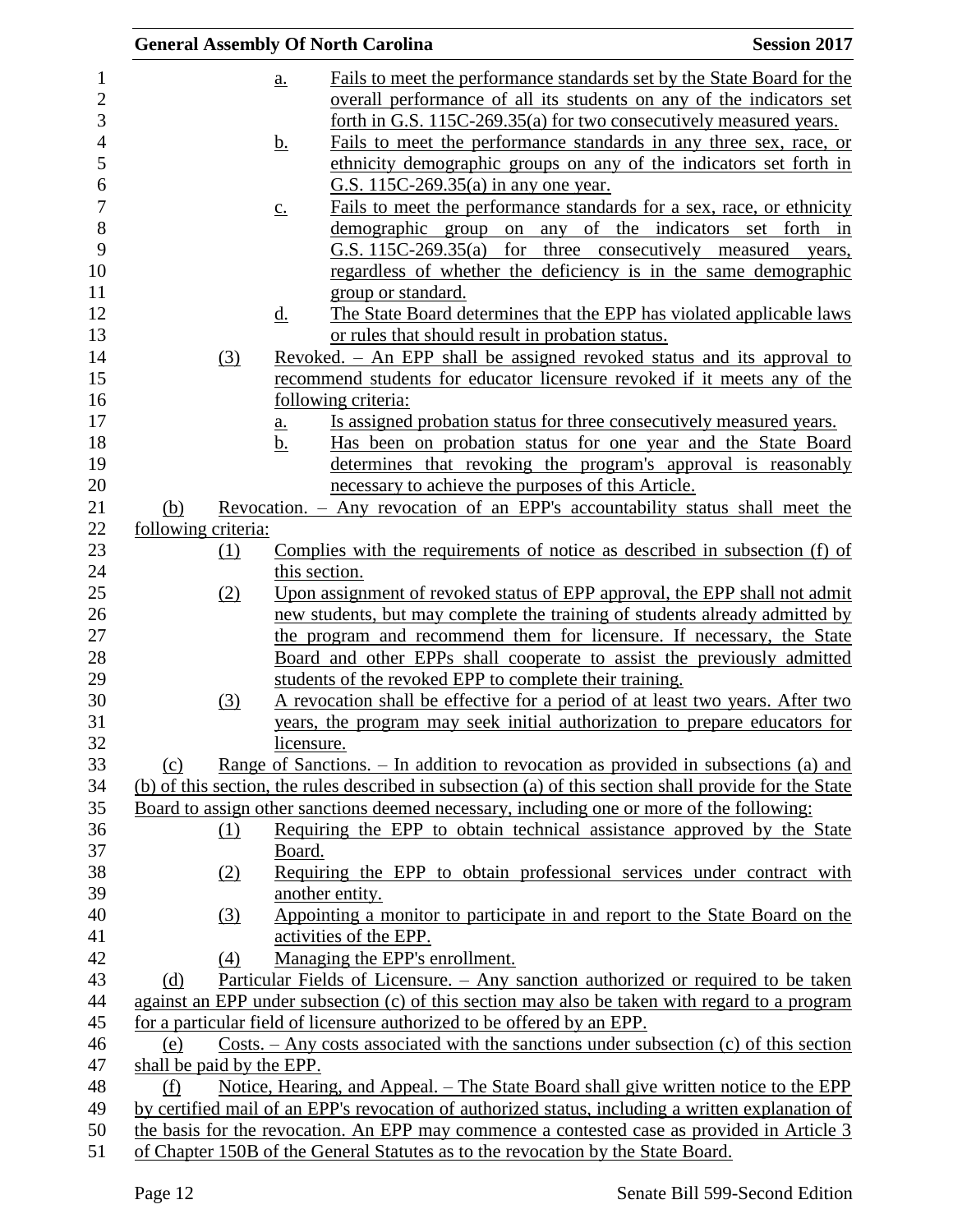a. Fails to meet the performance standards set by the State Board for the overall performance of all its students on any of the indicators set forth in G.S. 115C-269.35(a) for two consecutively measured years.

b. Fails to meet the performance standards in any three sex, race, or ethnicity demographic groups on any of the indicators set forth in G.S. 115C-269.35(a) in any one year.

c. Fails to meet the performance standards for a sex, race, or ethnicity demographic group on any of the indicators set forth in G.S. 115C-269.35(a) for three consecutively measured years, regardless of whether the deficiency is in the same demographic group or standard.

d. The State Board determines that the EPP has violated applicable laws or rules that should result in probation status.

(3) Revoked. – An EPP shall be assigned revoked status and its approval to recommend students for educator licensure revoked if it meets any of the following criteria:

a. Is assigned probation status for three consecutively measured years.

b. Has been on probation status for one year and the State Board determines that revoking the program's approval is reasonably necessary to achieve the purposes of this Article.

(b) Revocation. – Any revocation of an EPP's accountability status shall meet the following criteria:

(1) Complies with the requirements of notice as described in subsection (f) of this section.

(2) Upon assignment of revoked status of EPP approval, the EPP shall not admit new students, but may complete the training of students already admitted by the program and recommend them for licensure. If necessary, the State Board and other EPPs shall cooperate to assist the previously admitted students of the revoked EPP to complete their training.

(3) A revocation shall be effective for a period of at least two years. After two years, the program may seek initial authorization to prepare educators for licensure.

(c) Range of Sanctions. – In addition to revocation as provided in subsections (a) and (b) of this section, the rules described in subsection (a) of this section shall provide for the State Board to assign other sanctions deemed necessary, including one or more of the following:

(1) Requiring the EPP to obtain technical assistance approved by the State Board.

(2) Requiring the EPP to obtain professional services under contract with another entity.

(3) Appointing a monitor to participate in and report to the State Board on the activities of the EPP.

(4) Managing the EPP's enrollment.

(d) Particular Fields of Licensure. – Any sanction authorized or required to be taken against an EPP under subsection (c) of this section may also be taken with regard to a program for a particular field of licensure authorized to be offered by an EPP.

(e) Costs. – Any costs associated with the sanctions under subsection (c) of this section shall be paid by the EPP.

(f) Notice, Hearing, and Appeal. – The State Board shall give written notice to the EPP by certified mail of an EPP's revocation of authorized status, including a written explanation of the basis for the revocation. An EPP may commence a contested case as provided in Article 3 of Chapter 150B of the General Statutes as to the revocation by the State Board.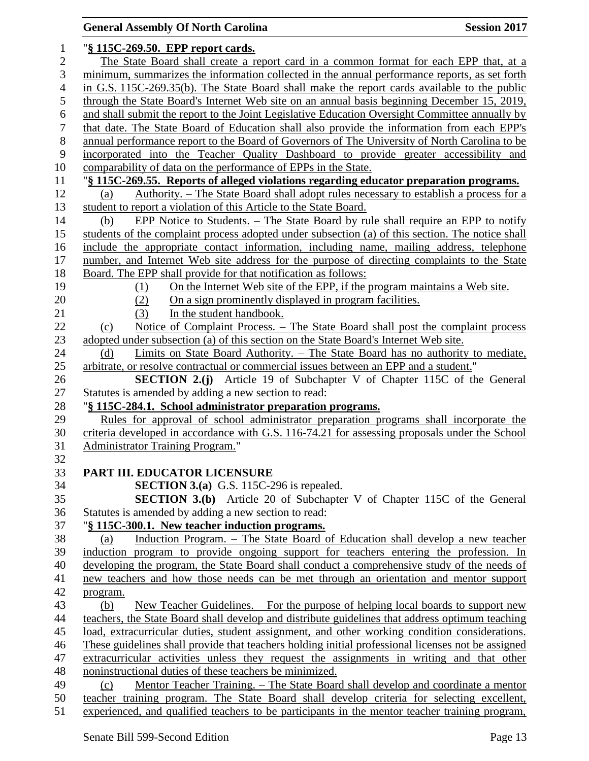"**§ 115C-269.50. EPP report cards.**

The State Board shall create a report card in a common format for each EPP that, at a minimum, summarizes the information collected in the annual performance reports, as set forth in G.S. 115C-269.35(b). The State Board shall make the report cards available to the public through the State Board's Internet Web site on an annual basis beginning December 15, 2019, and shall submit the report to the Joint Legislative Education Oversight Committee annually by that date. The State Board of Education shall also provide the information from each EPP's annual performance report to the Board of Governors of The University of North Carolina to be incorporated into the Teacher Quality Dashboard to provide greater accessibility and comparability of data on the performance of EPPs in the State.

"**§ 115C-269.55. Reports of alleged violations regarding educator preparation programs.**

(a) Authority. – The State Board shall adopt rules necessary to establish a process for a student to report a violation of this Article to the State Board.

(b) EPP Notice to Students. – The State Board by rule shall require an EPP to notify students of the complaint process adopted under subsection (a) of this section. The notice shall include the appropriate contact information, including name, mailing address, telephone number, and Internet Web site address for the purpose of directing complaints to the State Board. The EPP shall provide for that notification as follows:

(1) On the Internet Web site of the EPP, if the program maintains a Web site.

(2) On a sign prominently displayed in program facilities.

(3) In the student handbook.

(c) Notice of Complaint Process. – The State Board shall post the complaint process adopted under subsection (a) of this section on the State Board's Internet Web site.

(d) Limits on State Board Authority. – The State Board has no authority to mediate, arbitrate, or resolve contractual or commercial issues between an EPP and a student."

**SECTION 2.(j)** Article 19 of Subchapter V of Chapter 115C of the General Statutes is amended by adding a new section to read:

"**§ 115C-284.1. School administrator preparation programs.**

Rules for approval of school administrator preparation programs shall incorporate the criteria developed in accordance with G.S. 116-74.21 for assessing proposals under the School Administrator Training Program."

## PART III. EDUCATOR LICENSURE

**SECTION 3.(a)** G.S. 115C-296 is repealed.

**SECTION 3.(b)** Article 20 of Subchapter V of Chapter 115C of the General Statutes is amended by adding a new section to read:

"**§ 115C-300.1. New teacher induction programs.**

(a) Induction Program. – The State Board of Education shall develop a new teacher induction program to provide ongoing support for teachers entering the profession. In developing the program, the State Board shall conduct a comprehensive study of the needs of new teachers and how those needs can be met through an orientation and mentor support program.

(b) New Teacher Guidelines. – For the purpose of helping local boards to support new teachers, the State Board shall develop and distribute guidelines that address optimum teaching load, extracurricular duties, student assignment, and other working condition considerations. These guidelines shall provide that teachers holding initial professional licenses not be assigned extracurricular activities unless they request the assignments in writing and that other noninstructional duties of these teachers be minimized.

(c) Mentor Teacher Training. – The State Board shall develop and coordinate a mentor teacher training program. The State Board shall develop criteria for selecting excellent, experienced, and qualified teachers to be participants in the mentor teacher training program,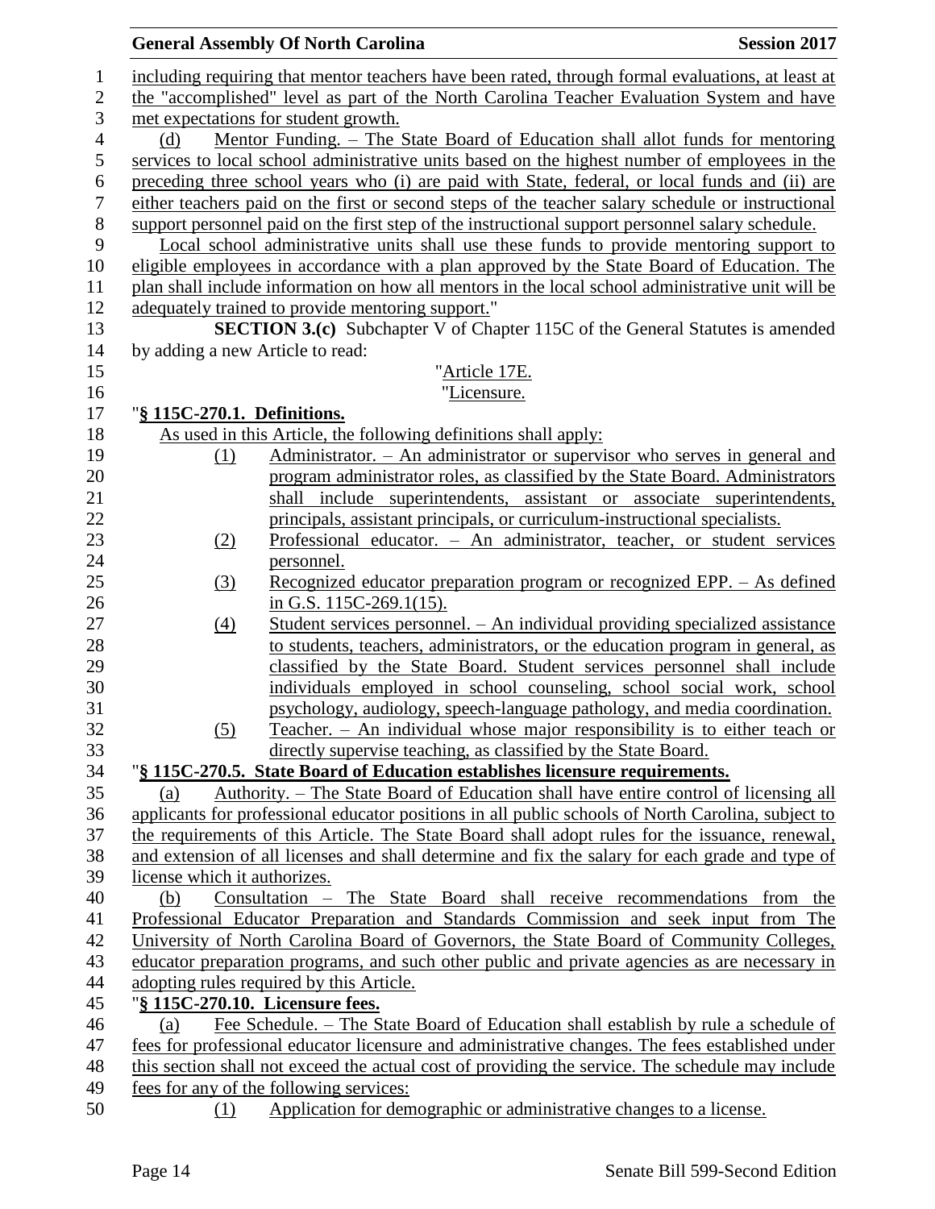including requiring that mentor teachers have been rated, through formal evaluations, at least at the "accomplished" level as part of the North Carolina Teacher Evaluation System and have met expectations for student growth.

(d) Mentor Funding. – The State Board of Education shall allot funds for mentoring services to local school administrative units based on the highest number of employees in the preceding three school years who (i) are paid with State, federal, or local funds and (ii) are either teachers paid on the first or second steps of the teacher salary schedule or instructional support personnel paid on the first step of the instructional support personnel salary schedule.

Local school administrative units shall use these funds to provide mentoring support to eligible employees in accordance with a plan approved by the State Board of Education. The plan shall include information on how all mentors in the local school administrative unit will be adequately trained to provide mentoring support."

**SECTION 3.(c)** Subchapter V of Chapter 115C of the General Statutes is amended by adding a new Article to read:

"Article 17E.

"Licensure.

"**§ 115C-270.1. Definitions.**

As used in this Article, the following definitions shall apply:

(1) Administrator. – An administrator or supervisor who serves in general and program administrator roles, as classified by the State Board. Administrators shall include superintendents, assistant or associate superintendents, principals, assistant principals, or curriculum-instructional specialists.

(2) Professional educator. – An administrator, teacher, or student services personnel.

(3) Recognized educator preparation program or recognized EPP. – As defined in G.S. 115C-269.1(15).

(4) Student services personnel. – An individual providing specialized assistance to students, teachers, administrators, or the education program in general, as classified by the State Board. Student services personnel shall include individuals employed in school counseling, school social work, school psychology, audiology, speech-language pathology, and media coordination.

(5) Teacher. – An individual whose major responsibility is to either teach or directly supervise teaching, as classified by the State Board.

"**§ 115C-270.5. State Board of Education establishes licensure requirements.**

(a) Authority. – The State Board of Education shall have entire control of licensing all applicants for professional educator positions in all public schools of North Carolina, subject to the requirements of this Article. The State Board shall adopt rules for the issuance, renewal, and extension of all licenses and shall determine and fix the salary for each grade and type of license which it authorizes.

(b) Consultation – The State Board shall receive recommendations from the Professional Educator Preparation and Standards Commission and seek input from The University of North Carolina Board of Governors, the State Board of Community Colleges, educator preparation programs, and such other public and private agencies as are necessary in adopting rules required by this Article.

"**§ 115C-270.10. Licensure fees.**

(a) Fee Schedule. – The State Board of Education shall establish by rule a schedule of fees for professional educator licensure and administrative changes. The fees established under this section shall not exceed the actual cost of providing the service. The schedule may include fees for any of the following services:

(1) Application for demographic or administrative changes to a license.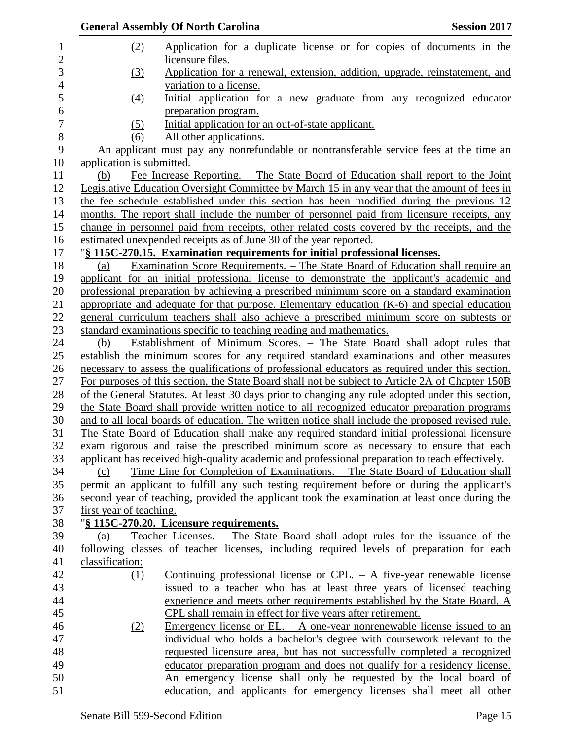(2) Application for a duplicate license or for copies of documents in the licensure files.

(3) Application for a renewal, extension, addition, upgrade, reinstatement, and variation to a license.

(4) Initial application for a new graduate from any recognized educator preparation program.

(5) Initial application for an out-of-state applicant.

(6) All other applications.

An applicant must pay any nonrefundable or nontransferable service fees at the time an application is submitted.

(b) Fee Increase Reporting. – The State Board of Education shall report to the Joint Legislative Education Oversight Committee by March 15 in any year that the amount of fees in the fee schedule established under this section has been modified during the previous 12 months. The report shall include the number of personnel paid from licensure receipts, any change in personnel paid from receipts, other related costs covered by the receipts, and the estimated unexpended receipts as of June 30 of the year reported.

"**§ 115C-270.15. Examination requirements for initial professional licenses.**

(a) Examination Score Requirements. – The State Board of Education shall require an applicant for an initial professional license to demonstrate the applicant's academic and professional preparation by achieving a prescribed minimum score on a standard examination appropriate and adequate for that purpose. Elementary education (K-6) and special education general curriculum teachers shall also achieve a prescribed minimum score on subtests or standard examinations specific to teaching reading and mathematics.

(b) Establishment of Minimum Scores. – The State Board shall adopt rules that establish the minimum scores for any required standard examinations and other measures necessary to assess the qualifications of professional educators as required under this section. For purposes of this section, the State Board shall not be subject to Article 2A of Chapter 150B of the General Statutes. At least 30 days prior to changing any rule adopted under this section, the State Board shall provide written notice to all recognized educator preparation programs and to all local boards of education. The written notice shall include the proposed revised rule. The State Board of Education shall make any required standard initial professional licensure exam rigorous and raise the prescribed minimum score as necessary to ensure that each applicant has received high-quality academic and professional preparation to teach effectively.

(c) Time Line for Completion of Examinations. – The State Board of Education shall permit an applicant to fulfill any such testing requirement before or during the applicant's second year of teaching, provided the applicant took the examination at least once during the first year of teaching.

"**§ 115C-270.20. Licensure requirements.**

(a) Teacher Licenses. – The State Board shall adopt rules for the issuance of the following classes of teacher licenses, including required levels of preparation for each classification:

(1) Continuing professional license or CPL. – A five-year renewable license issued to a teacher who has at least three years of licensed teaching experience and meets other requirements established by the State Board. A CPL shall remain in effect for five years after retirement.

(2) Emergency license or EL. – A one-year nonrenewable license issued to an individual who holds a bachelor's degree with coursework relevant to the requested licensure area, but has not successfully completed a recognized educator preparation program and does not qualify for a residency license. An emergency license shall only be requested by the local board of education, and applicants for emergency licenses shall meet all other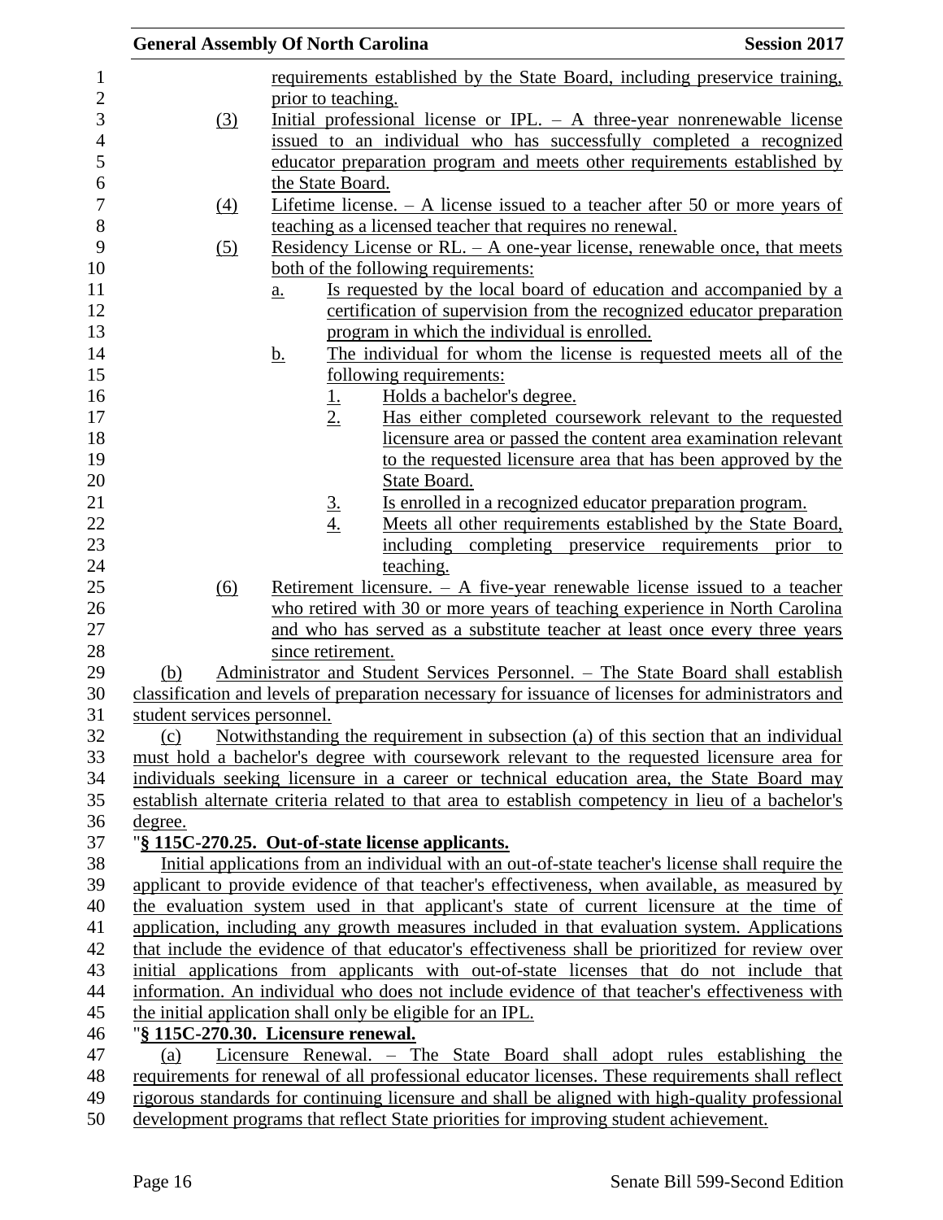requirements established by the State Board, including preservice training, prior to teaching.

(3) Initial professional license or IPL. – A three-year nonrenewable license issued to an individual who has successfully completed a recognized educator preparation program and meets other requirements established by the State Board.

(4) Lifetime license. – A license issued to a teacher after 50 or more years of teaching as a licensed teacher that requires no renewal.

(5) Residency License or RL. – A one-year license, renewable once, that meets both of the following requirements:

a. Is requested by the local board of education and accompanied by a certification of supervision from the recognized educator preparation program in which the individual is enrolled.

b. The individual for whom the license is requested meets all of the following requirements:

1. Holds a bachelor's degree.
2. Has either completed coursework relevant to the requested licensure area or passed the content area examination relevant to the requested licensure area that has been approved by the State Board.
3. Is enrolled in a recognized educator preparation program.
4. Meets all other requirements established by the State Board, including completing preservice requirements prior to teaching.

(6) Retirement licensure. – A five-year renewable license issued to a teacher who retired with 30 or more years of teaching experience in North Carolina and who has served as a substitute teacher at least once every three years since retirement.

(b) Administrator and Student Services Personnel. – The State Board shall establish classification and levels of preparation necessary for issuance of licenses for administrators and student services personnel.

(c) Notwithstanding the requirement in subsection (a) of this section that an individual must hold a bachelor's degree with coursework relevant to the requested licensure area for individuals seeking licensure in a career or technical education area, the State Board may establish alternate criteria related to that area to establish competency in lieu of a bachelor's degree.

"**§ 115C-270.25. Out-of-state license applicants.**

Initial applications from an individual with an out-of-state teacher's license shall require the applicant to provide evidence of that teacher's effectiveness, when available, as measured by the evaluation system used in that applicant's state of current licensure at the time of application, including any growth measures included in that evaluation system. Applications that include the evidence of that educator's effectiveness shall be prioritized for review over initial applications from applicants with out-of-state licenses that do not include that information. An individual who does not include evidence of that teacher's effectiveness with the initial application shall only be eligible for an IPL.

"**§ 115C-270.30. Licensure renewal.**

(a) Licensure Renewal. – The State Board shall adopt rules establishing the requirements for renewal of all professional educator licenses. These requirements shall reflect rigorous standards for continuing licensure and shall be aligned with high-quality professional development programs that reflect State priorities for improving student achievement.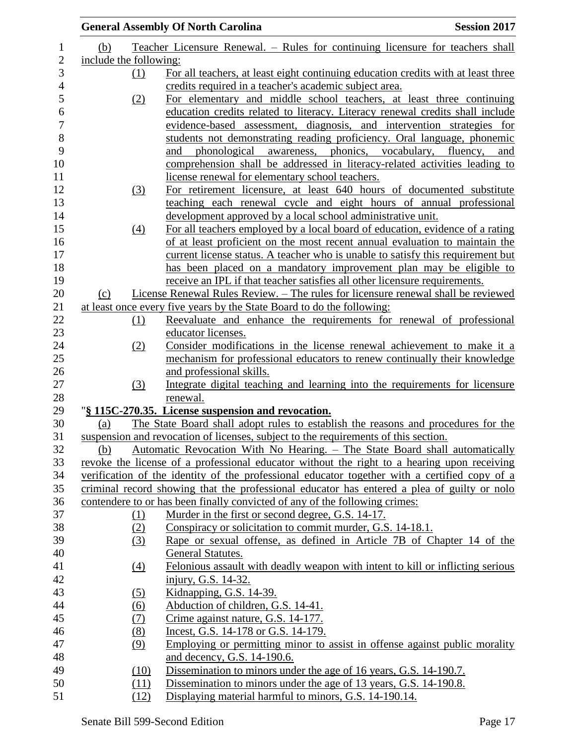(b) Teacher Licensure Renewal. – Rules for continuing licensure for teachers shall include the following:

(1) For all teachers, at least eight continuing education credits with at least three credits required in a teacher's academic subject area.

(2) For elementary and middle school teachers, at least three continuing education credits related to literacy. Literacy renewal credits shall include evidence-based assessment, diagnosis, and intervention strategies for students not demonstrating reading proficiency. Oral language, phonemic and phonological awareness, phonics, vocabulary, fluency, and comprehension shall be addressed in literacy-related activities leading to license renewal for elementary school teachers.

(3) For retirement licensure, at least 640 hours of documented substitute teaching each renewal cycle and eight hours of annual professional development approved by a local school administrative unit.

(4) For all teachers employed by a local board of education, evidence of a rating of at least proficient on the most recent annual evaluation to maintain the current license status. A teacher who is unable to satisfy this requirement but has been placed on a mandatory improvement plan may be eligible to receive an IPL if that teacher satisfies all other licensure requirements.

(c) License Renewal Rules Review. – The rules for licensure renewal shall be reviewed at least once every five years by the State Board to do the following:

(1) Reevaluate and enhance the requirements for renewal of professional educator licenses.

(2) Consider modifications in the license renewal achievement to make it a mechanism for professional educators to renew continually their knowledge and professional skills.

(3) Integrate digital teaching and learning into the requirements for licensure renewal.

"**§ 115C-270.35. License suspension and revocation.**

(a) The State Board shall adopt rules to establish the reasons and procedures for the suspension and revocation of licenses, subject to the requirements of this section.

(b) Automatic Revocation With No Hearing. – The State Board shall automatically revoke the license of a professional educator without the right to a hearing upon receiving verification of the identity of the professional educator together with a certified copy of a criminal record showing that the professional educator has entered a plea of guilty or nolo contendere to or has been finally convicted of any of the following crimes:

(1) Murder in the first or second degree, G.S. 14-17.

(2) Conspiracy or solicitation to commit murder, G.S. 14-18.1.

(3) Rape or sexual offense, as defined in Article 7B of Chapter 14 of the General Statutes.

(4) Felonious assault with deadly weapon with intent to kill or inflicting serious injury, G.S. 14-32.

(5) Kidnapping, G.S. 14-39.

(6) Abduction of children, G.S. 14-41.

(7) Crime against nature, G.S. 14-177.

(8) Incest, G.S. 14-178 or G.S. 14-179.

(9) Employing or permitting minor to assist in offense against public morality and decency, G.S. 14-190.6.

(10) Dissemination to minors under the age of 16 years, G.S. 14-190.7.

(11) Dissemination to minors under the age of 13 years, G.S. 14-190.8.

(12) Displaying material harmful to minors, G.S. 14-190.14.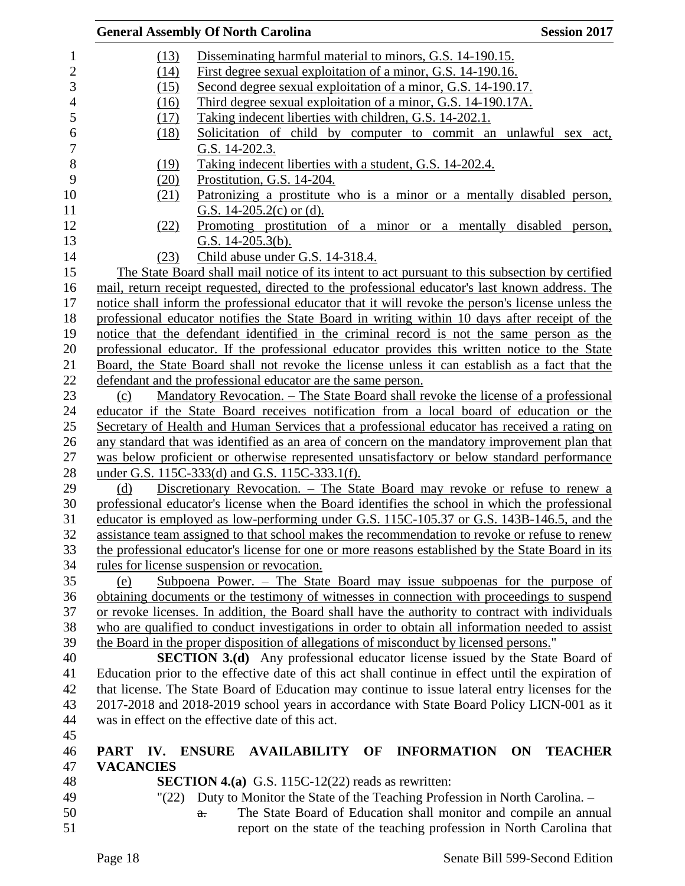(13) Disseminating harmful material to minors, G.S. 14-190.15.
(14) First degree sexual exploitation of a minor, G.S. 14-190.16.
(15) Second degree sexual exploitation of a minor, G.S. 14-190.17.
(16) Third degree sexual exploitation of a minor, G.S. 14-190.17A.
(17) Taking indecent liberties with children, G.S. 14-202.1.
(18) Solicitation of child by computer to commit an unlawful sex act, G.S. 14-202.3.
(19) Taking indecent liberties with a student, G.S. 14-202.4.
(20) Prostitution, G.S. 14-204.
(21) Patronizing a prostitute who is a minor or a mentally disabled person, G.S. 14-205.2(c) or (d).
(22) Promoting prostitution of a minor or a mentally disabled person, G.S. 14-205.3(b).
(23) Child abuse under G.S. 14-318.4.

The State Board shall mail notice of its intent to act pursuant to this subsection by certified mail, return receipt requested, directed to the professional educator's last known address. The notice shall inform the professional educator that it will revoke the person's license unless the professional educator notifies the State Board in writing within 10 days after receipt of the notice that the defendant identified in the criminal record is not the same person as the professional educator. If the professional educator provides this written notice to the State Board, the State Board shall not revoke the license unless it can establish as a fact that the defendant and the professional educator are the same person.

(c) Mandatory Revocation. – The State Board shall revoke the license of a professional educator if the State Board receives notification from a local board of education or the Secretary of Health and Human Services that a professional educator has received a rating on any standard that was identified as an area of concern on the mandatory improvement plan that was below proficient or otherwise represented unsatisfactory or below standard performance under G.S. 115C-333(d) and G.S. 115C-333.1(f).

(d) Discretionary Revocation. – The State Board may revoke or refuse to renew a professional educator's license when the Board identifies the school in which the professional educator is employed as low-performing under G.S. 115C-105.37 or G.S. 143B-146.5, and the assistance team assigned to that school makes the recommendation to revoke or refuse to renew the professional educator's license for one or more reasons established by the State Board in its rules for license suspension or revocation.

(e) Subpoena Power. – The State Board may issue subpoenas for the purpose of obtaining documents or the testimony of witnesses in connection with proceedings to suspend or revoke licenses. In addition, the Board shall have the authority to contract with individuals who are qualified to conduct investigations in order to obtain all information needed to assist the Board in the proper disposition of allegations of misconduct by licensed persons."

**SECTION 3.(d)** Any professional educator license issued by the State Board of Education prior to the effective date of this act shall continue in effect until the expiration of that license. The State Board of Education may continue to issue lateral entry licenses for the 2017-2018 and 2018-2019 school years in accordance with State Board Policy LICN-001 as it was in effect on the effective date of this act.

**PART IV. ENSURE AVAILABILITY OF INFORMATION ON TEACHER VACANCIES**

**SECTION 4.(a)** G.S. 115C-12(22) reads as rewritten:

"(22) Duty to Monitor the State of the Teaching Profession in North Carolina. –

~~a.~~ The State Board of Education shall monitor and compile an annual report on the state of the teaching profession in North Carolina that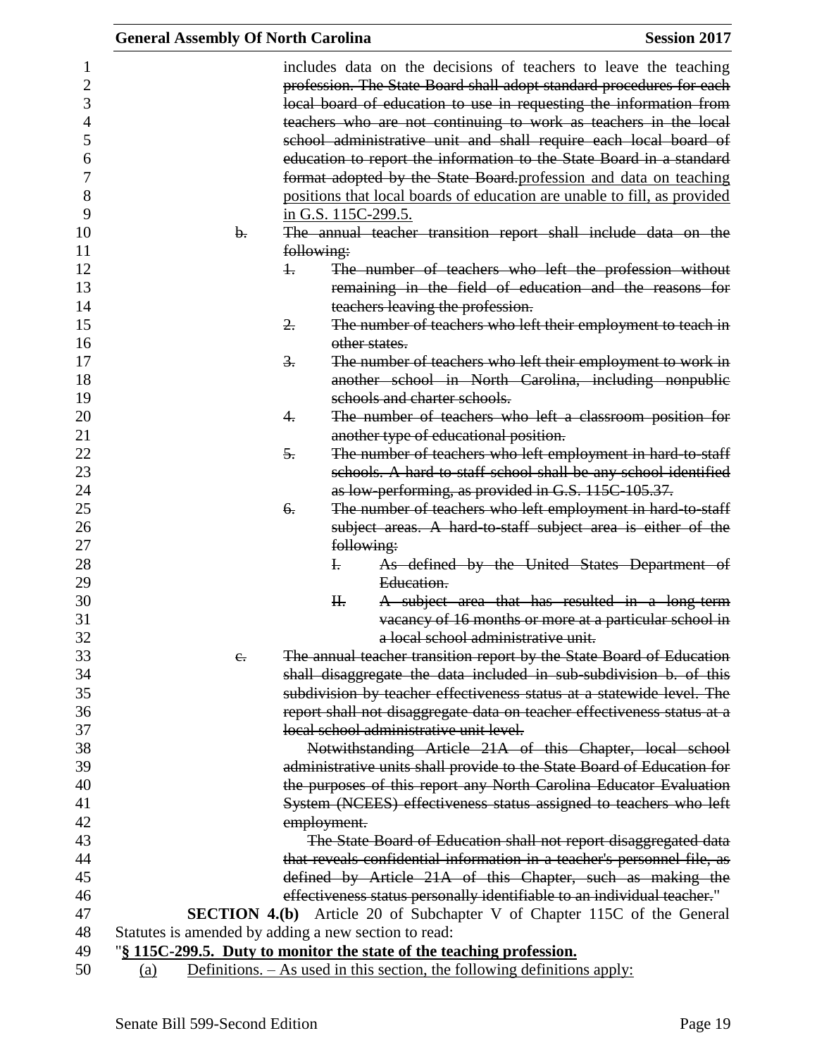includes data on the decisions of teachers to leave the teaching ~~profession. The State Board shall adopt standard procedures for each local board of education to use in requesting the information from teachers who are not continuing to work as teachers in the local school administrative unit and shall require each local board of education to report the information to the State Board in a standard format adopted by the State Board.~~ <u>profession and data on teaching positions that local boards of education are unable to fill, as provided in G.S. 115C-299.5.</u>

~~b. The annual teacher transition report shall include data on the following:~~

~~1. The number of teachers who left the profession without remaining in the field of education and the reasons for teachers leaving the profession.~~

~~2. The number of teachers who left their employment to teach in other states.~~

~~3. The number of teachers who left their employment to work in another school in North Carolina, including nonpublic schools and charter schools.~~

~~4. The number of teachers who left a classroom position for another type of educational position.~~

~~5. The number of teachers who left employment in hard-to-staff schools. A hard-to-staff school shall be any school identified as low-performing, as provided in G.S. 115C-105.37.~~

~~6. The number of teachers who left employment in hard-to-staff subject areas. A hard-to-staff subject area is either of the following:~~

~~I. As defined by the United States Department of Education.~~

~~II. A subject area that has resulted in a long-term vacancy of 16 months or more at a particular school in a local school administrative unit.~~

~~c. The annual teacher transition report by the State Board of Education shall disaggregate the data included in sub-subdivision b. of this subdivision by teacher effectiveness status at a statewide level. The report shall not disaggregate data on teacher effectiveness status at a local school administrative unit level.~~

~~Notwithstanding Article 21A of this Chapter, local school administrative units shall provide to the State Board of Education for the purposes of this report any North Carolina Educator Evaluation System (NCEES) effectiveness status assigned to teachers who left employment.~~

~~The State Board of Education shall not report disaggregated data that reveals confidential information in a teacher's personnel file, as defined by Article 21A of this Chapter, such as making the effectiveness status personally identifiable to an individual teacher.~~"

**SECTION 4.(b)** Article 20 of Subchapter V of Chapter 115C of the General Statutes is amended by adding a new section to read:

"**<u>§ 115C-299.5. Duty to monitor the state of the teaching profession.</u>**

<u>(a) Definitions. – As used in this section, the following definitions apply:</u>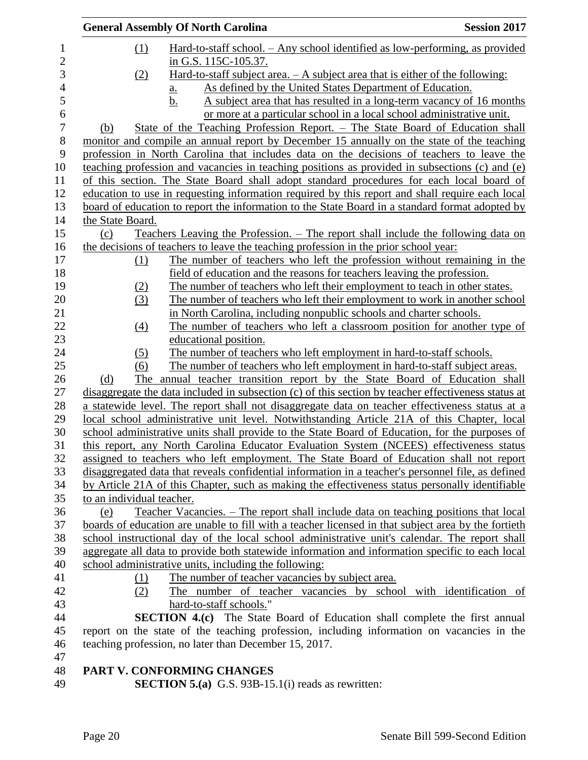(1) Hard-to-staff school. – Any school identified as low-performing, as provided in G.S. 115C-105.37.

(2) Hard-to-staff subject area. – A subject area that is either of the following:

a. As defined by the United States Department of Education.

b. A subject area that has resulted in a long-term vacancy of 16 months or more at a particular school in a local school administrative unit.

(b) State of the Teaching Profession Report. – The State Board of Education shall monitor and compile an annual report by December 15 annually on the state of the teaching profession in North Carolina that includes data on the decisions of teachers to leave the teaching profession and vacancies in teaching positions as provided in subsections (c) and (e) of this section. The State Board shall adopt standard procedures for each local board of education to use in requesting information required by this report and shall require each local board of education to report the information to the State Board in a standard format adopted by the State Board.

(c) Teachers Leaving the Profession. – The report shall include the following data on the decisions of teachers to leave the teaching profession in the prior school year:

(1) The number of teachers who left the profession without remaining in the field of education and the reasons for teachers leaving the profession.

(2) The number of teachers who left their employment to teach in other states.

(3) The number of teachers who left their employment to work in another school in North Carolina, including nonpublic schools and charter schools.

(4) The number of teachers who left a classroom position for another type of educational position.

(5) The number of teachers who left employment in hard-to-staff schools.

(6) The number of teachers who left employment in hard-to-staff subject areas.

(d) The annual teacher transition report by the State Board of Education shall disaggregate the data included in subsection (c) of this section by teacher effectiveness status at a statewide level. The report shall not disaggregate data on teacher effectiveness status at a local school administrative unit level. Notwithstanding Article 21A of this Chapter, local school administrative units shall provide to the State Board of Education, for the purposes of this report, any North Carolina Educator Evaluation System (NCEES) effectiveness status assigned to teachers who left employment. The State Board of Education shall not report disaggregated data that reveals confidential information in a teacher's personnel file, as defined by Article 21A of this Chapter, such as making the effectiveness status personally identifiable to an individual teacher.

(e) Teacher Vacancies. – The report shall include data on teaching positions that local boards of education are unable to fill with a teacher licensed in that subject area by the fortieth school instructional day of the local school administrative unit's calendar. The report shall aggregate all data to provide both statewide information and information specific to each local school administrative units, including the following:

(1) The number of teacher vacancies by subject area.

(2) The number of teacher vacancies by school with identification of hard-to-staff schools."

**SECTION 4.(c)** The State Board of Education shall complete the first annual report on the state of the teaching profession, including information on vacancies in the teaching profession, no later than December 15, 2017.

## PART V. CONFORMING CHANGES

**SECTION 5.(a)** G.S. 93B-15.1(i) reads as rewritten: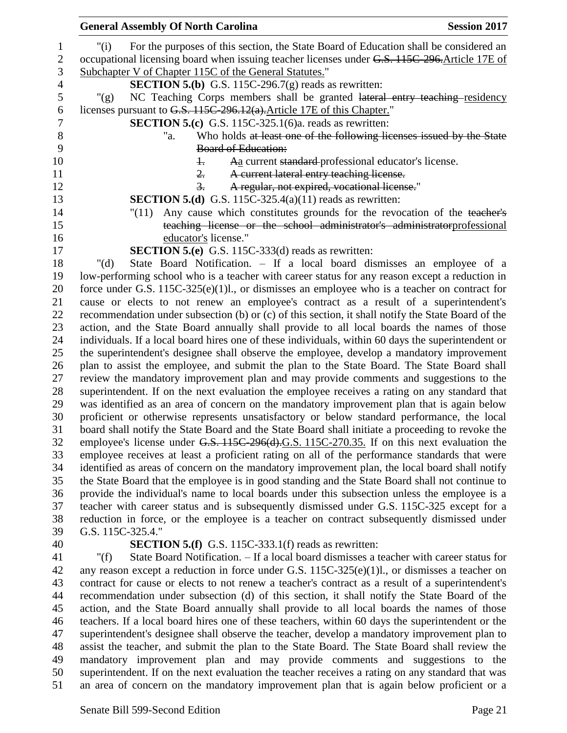"(i) For the purposes of this section, the State Board of Education shall be considered an occupational licensing board when issuing teacher licenses under ~~G.S. 115C-296.~~Article 17E of Subchapter V of Chapter 115C of the General Statutes."

**SECTION 5.(b)** G.S. 115C-296.7(g) reads as rewritten:

"(g) NC Teaching Corps members shall be granted ~~lateral entry teaching~~ residency licenses pursuant to ~~G.S. 115C-296.12(a).~~Article 17E of this Chapter."

**SECTION 5.(c)** G.S. 115C-325.1(6)a. reads as rewritten:

"a. Who holds ~~at least one of the following licenses issued by the State Board of Education:~~

~~1.~~ ~~A~~a current ~~standard~~ professional educator's license.

~~2. A current lateral entry teaching license.~~

~~3. A regular, not expired, vocational license.~~"

**SECTION 5.(d)** G.S. 115C-325.4(a)(11) reads as rewritten:

"(11) Any cause which constitutes grounds for the revocation of the ~~teacher's teaching license or the school administrator's administrator~~professional educator's license."

**SECTION 5.(e)** G.S. 115C-333(d) reads as rewritten:

"(d) State Board Notification. – If a local board dismisses an employee of a low-performing school who is a teacher with career status for any reason except a reduction in force under G.S. 115C-325(e)(1)l., or dismisses an employee who is a teacher on contract for cause or elects to not renew an employee's contract as a result of a superintendent's recommendation under subsection (b) or (c) of this section, it shall notify the State Board of the action, and the State Board annually shall provide to all local boards the names of those individuals. If a local board hires one of these individuals, within 60 days the superintendent or the superintendent's designee shall observe the employee, develop a mandatory improvement plan to assist the employee, and submit the plan to the State Board. The State Board shall review the mandatory improvement plan and may provide comments and suggestions to the superintendent. If on the next evaluation the employee receives a rating on any standard that was identified as an area of concern on the mandatory improvement plan that is again below proficient or otherwise represents unsatisfactory or below standard performance, the local board shall notify the State Board and the State Board shall initiate a proceeding to revoke the employee's license under ~~G.S. 115C-296(d).~~G.S. 115C-270.35. If on this next evaluation the employee receives at least a proficient rating on all of the performance standards that were identified as areas of concern on the mandatory improvement plan, the local board shall notify the State Board that the employee is in good standing and the State Board shall not continue to provide the individual's name to local boards under this subsection unless the employee is a teacher with career status and is subsequently dismissed under G.S. 115C-325 except for a reduction in force, or the employee is a teacher on contract subsequently dismissed under G.S. 115C-325.4."

**SECTION 5.(f)** G.S. 115C-333.1(f) reads as rewritten:

"(f) State Board Notification. – If a local board dismisses a teacher with career status for any reason except a reduction in force under G.S. 115C-325(e)(1)l., or dismisses a teacher on contract for cause or elects to not renew a teacher's contract as a result of a superintendent's recommendation under subsection (d) of this section, it shall notify the State Board of the action, and the State Board annually shall provide to all local boards the names of those teachers. If a local board hires one of these teachers, within 60 days the superintendent or the superintendent's designee shall observe the teacher, develop a mandatory improvement plan to assist the teacher, and submit the plan to the State Board. The State Board shall review the mandatory improvement plan and may provide comments and suggestions to the superintendent. If on the next evaluation the teacher receives a rating on any standard that was an area of concern on the mandatory improvement plan that is again below proficient or a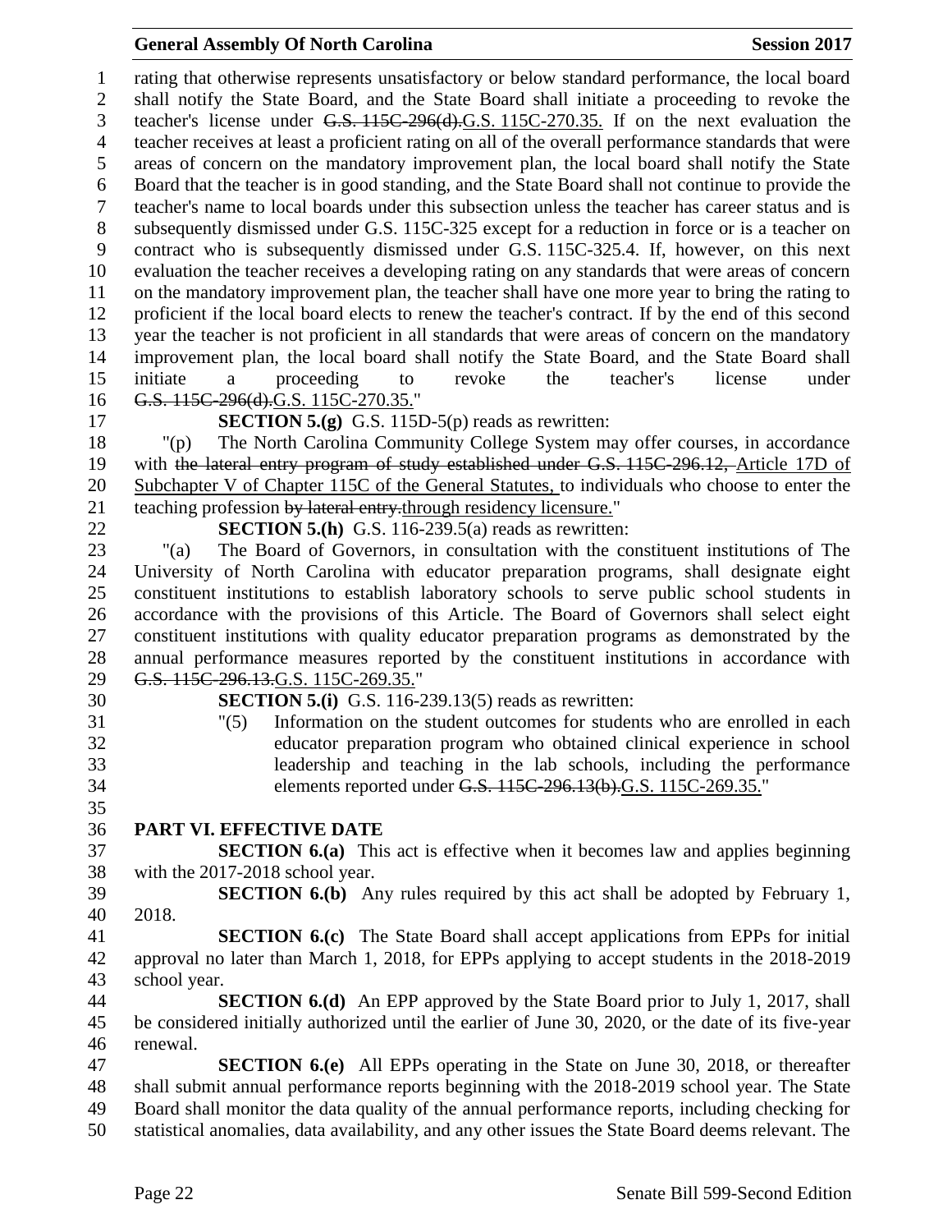rating that otherwise represents unsatisfactory or below standard performance, the local board shall notify the State Board, and the State Board shall initiate a proceeding to revoke the teacher's license under ~~G.S. 115C-296(d).~~G.S. 115C-270.35. If on the next evaluation the teacher receives at least a proficient rating on all of the overall performance standards that were areas of concern on the mandatory improvement plan, the local board shall notify the State Board that the teacher is in good standing, and the State Board shall not continue to provide the teacher's name to local boards under this subsection unless the teacher has career status and is subsequently dismissed under G.S. 115C-325 except for a reduction in force or is a teacher on contract who is subsequently dismissed under G.S. 115C-325.4. If, however, on this next evaluation the teacher receives a developing rating on any standards that were areas of concern on the mandatory improvement plan, the teacher shall have one more year to bring the rating to proficient if the local board elects to renew the teacher's contract. If by the end of this second year the teacher is not proficient in all standards that were areas of concern on the mandatory improvement plan, the local board shall notify the State Board, and the State Board shall initiate a proceeding to revoke the teacher's license under ~~G.S. 115C-296(d).~~G.S. 115C-270.35."

**SECTION 5.(g)** G.S. 115D-5(p) reads as rewritten:

"(p) The North Carolina Community College System may offer courses, in accordance with ~~the lateral entry program of study established under G.S. 115C-296.12,~~ Article 17D of Subchapter V of Chapter 115C of the General Statutes, to individuals who choose to enter the teaching profession ~~by lateral entry.~~through residency licensure."

**SECTION 5.(h)** G.S. 116-239.5(a) reads as rewritten:

"(a) The Board of Governors, in consultation with the constituent institutions of The University of North Carolina with educator preparation programs, shall designate eight constituent institutions to establish laboratory schools to serve public school students in accordance with the provisions of this Article. The Board of Governors shall select eight constituent institutions with quality educator preparation programs as demonstrated by the annual performance measures reported by the constituent institutions in accordance with ~~G.S. 115C-296.13.~~G.S. 115C-269.35."

**SECTION 5.(i)** G.S. 116-239.13(5) reads as rewritten:

"(5) Information on the student outcomes for students who are enrolled in each educator preparation program who obtained clinical experience in school leadership and teaching in the lab schools, including the performance elements reported under ~~G.S. 115C-296.13(b).~~G.S. 115C-269.35."

## PART VI. EFFECTIVE DATE

**SECTION 6.(a)** This act is effective when it becomes law and applies beginning with the 2017-2018 school year.

**SECTION 6.(b)** Any rules required by this act shall be adopted by February 1, 2018.

**SECTION 6.(c)** The State Board shall accept applications from EPPs for initial approval no later than March 1, 2018, for EPPs applying to accept students in the 2018-2019 school year.

**SECTION 6.(d)** An EPP approved by the State Board prior to July 1, 2017, shall be considered initially authorized until the earlier of June 30, 2020, or the date of its five-year renewal.

**SECTION 6.(e)** All EPPs operating in the State on June 30, 2018, or thereafter shall submit annual performance reports beginning with the 2018-2019 school year. The State Board shall monitor the data quality of the annual performance reports, including checking for statistical anomalies, data availability, and any other issues the State Board deems relevant. The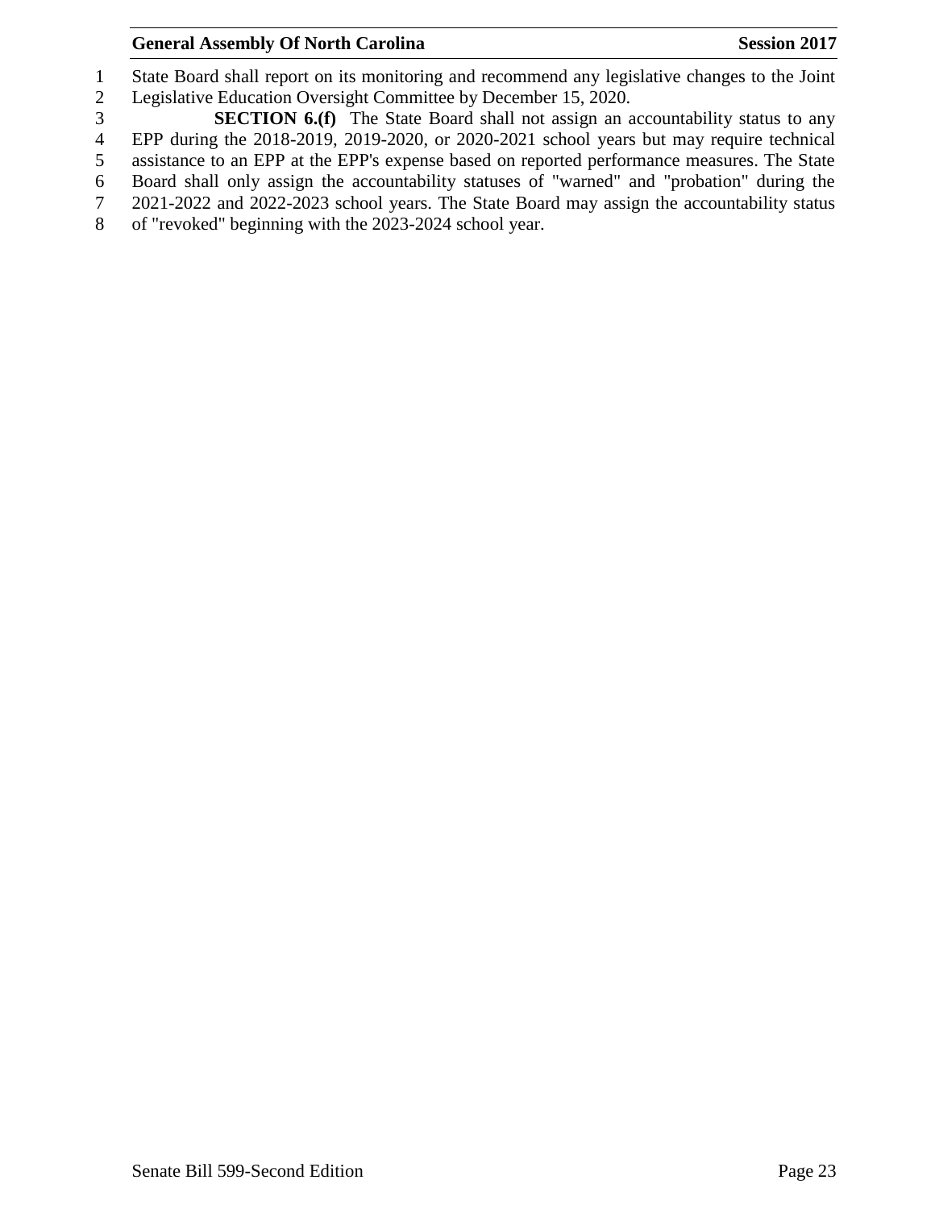State Board shall report on its monitoring and recommend any legislative changes to the Joint Legislative Education Oversight Committee by December 15, 2020.

**SECTION 6.(f)** The State Board shall not assign an accountability status to any EPP during the 2018-2019, 2019-2020, or 2020-2021 school years but may require technical assistance to an EPP at the EPP's expense based on reported performance measures. The State Board shall only assign the accountability statuses of "warned" and "probation" during the 2021-2022 and 2022-2023 school years. The State Board may assign the accountability status of "revoked" beginning with the 2023-2024 school year.